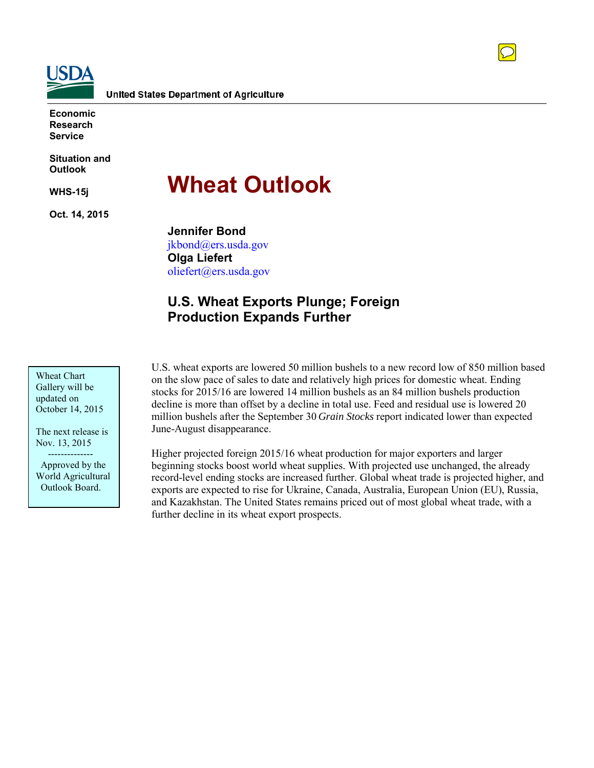United States Department of Agriculture

**Economic Research Service**

**Situation and Outlook**

**WHS-15j**

**Oct. 14, 2015**

# Wheat Outlook

**Jennifer Bond**
jkbond@ers.usda.gov
**Olga Liefert**
oliefert@ers.usda.gov

## U.S. Wheat Exports Plunge; Foreign Production Expands Further

Wheat Chart Gallery will be updated on October 14, 2015

The next release is Nov. 13, 2015

--------------

Approved by the World Agricultural Outlook Board.

U.S. wheat exports are lowered 50 million bushels to a new record low of 850 million based on the slow pace of sales to date and relatively high prices for domestic wheat. Ending stocks for 2015/16 are lowered 14 million bushels as an 84 million bushels production decline is more than offset by a decline in total use. Feed and residual use is lowered 20 million bushels after the September 30 *Grain Stocks* report indicated lower than expected June-August disappearance.

Higher projected foreign 2015/16 wheat production for major exporters and larger beginning stocks boost world wheat supplies. With projected use unchanged, the already record-level ending stocks are increased further. Global wheat trade is projected higher, and exports are expected to rise for Ukraine, Canada, Australia, European Union (EU), Russia, and Kazakhstan. The United States remains priced out of most global wheat trade, with a further decline in its wheat export prospects.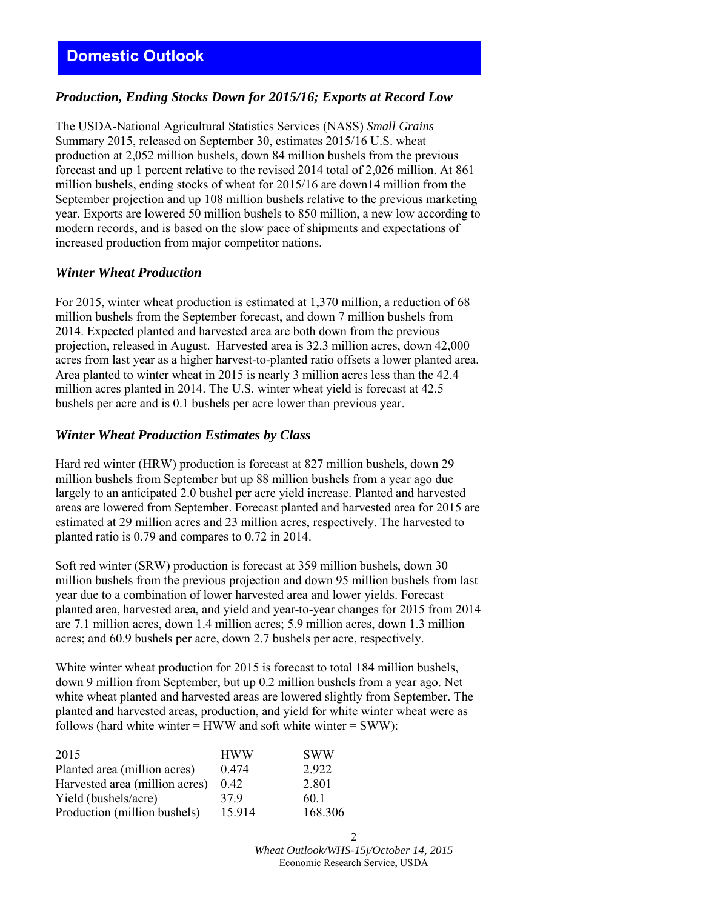# Domestic Outlook

### *Production, Ending Stocks Down for 2015/16; Exports at Record Low*

The USDA-National Agricultural Statistics Services (NASS) *Small Grains* Summary 2015, released on September 30, estimates 2015/16 U.S. wheat production at 2,052 million bushels, down 84 million bushels from the previous forecast and up 1 percent relative to the revised 2014 total of 2,026 million. At 861 million bushels, ending stocks of wheat for 2015/16 are down14 million from the September projection and up 108 million bushels relative to the previous marketing year. Exports are lowered 50 million bushels to 850 million, a new low according to modern records, and is based on the slow pace of shipments and expectations of increased production from major competitor nations.

### *Winter Wheat Production*

For 2015, winter wheat production is estimated at 1,370 million, a reduction of 68 million bushels from the September forecast, and down 7 million bushels from 2014. Expected planted and harvested area are both down from the previous projection, released in August. Harvested area is 32.3 million acres, down 42,000 acres from last year as a higher harvest-to-planted ratio offsets a lower planted area. Area planted to winter wheat in 2015 is nearly 3 million acres less than the 42.4 million acres planted in 2014. The U.S. winter wheat yield is forecast at 42.5 bushels per acre and is 0.1 bushels per acre lower than previous year.

### *Winter Wheat Production Estimates by Class*

Hard red winter (HRW) production is forecast at 827 million bushels, down 29 million bushels from September but up 88 million bushels from a year ago due largely to an anticipated 2.0 bushel per acre yield increase. Planted and harvested areas are lowered from September. Forecast planted and harvested area for 2015 are estimated at 29 million acres and 23 million acres, respectively. The harvested to planted ratio is 0.79 and compares to 0.72 in 2014.

Soft red winter (SRW) production is forecast at 359 million bushels, down 30 million bushels from the previous projection and down 95 million bushels from last year due to a combination of lower harvested area and lower yields. Forecast planted area, harvested area, and yield and year-to-year changes for 2015 from 2014 are 7.1 million acres, down 1.4 million acres; 5.9 million acres, down 1.3 million acres; and 60.9 bushels per acre, down 2.7 bushels per acre, respectively.

White winter wheat production for 2015 is forecast to total 184 million bushels, down 9 million from September, but up 0.2 million bushels from a year ago. Net white wheat planted and harvested areas are lowered slightly from September. The planted and harvested areas, production, and yield for white winter wheat were as follows (hard white winter = HWW and soft white winter = SWW):

| 2015 | HWW | SWW |
|---|---|---|
| Planted area (million acres) | 0.474 | 2.922 |
| Harvested area (million acres) | 0.42 | 2.801 |
| Yield (bushels/acre) | 37.9 | 60.1 |
| Production (million bushels) | 15.914 | 168.306 |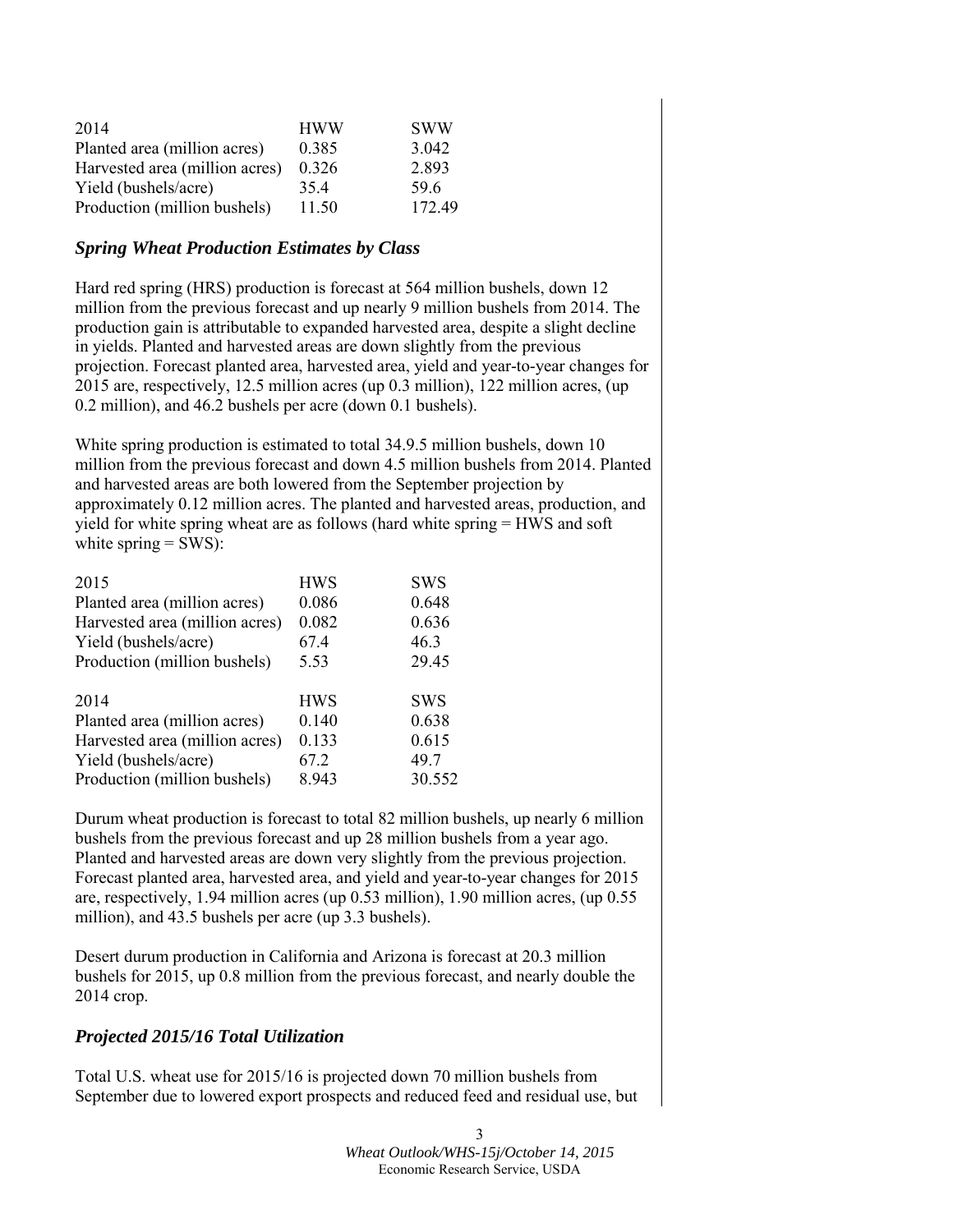| 2014 | HWW | SWW |
|---|---|---|
| Planted area (million acres) | 0.385 | 3.042 |
| Harvested area (million acres) | 0.326 | 2.893 |
| Yield (bushels/acre) | 35.4 | 59.6 |
| Production (million bushels) | 11.50 | 172.49 |

### *Spring Wheat Production Estimates by Class*

Hard red spring (HRS) production is forecast at 564 million bushels, down 12 million from the previous forecast and up nearly 9 million bushels from 2014. The production gain is attributable to expanded harvested area, despite a slight decline in yields. Planted and harvested areas are down slightly from the previous projection. Forecast planted area, harvested area, yield and year-to-year changes for 2015 are, respectively, 12.5 million acres (up 0.3 million), 122 million acres, (up 0.2 million), and 46.2 bushels per acre (down 0.1 bushels).

White spring production is estimated to total 34.9.5 million bushels, down 10 million from the previous forecast and down 4.5 million bushels from 2014. Planted and harvested areas are both lowered from the September projection by approximately 0.12 million acres. The planted and harvested areas, production, and yield for white spring wheat are as follows (hard white spring = HWS and soft white spring = SWS):

| 2015 | HWS | SWS |
|---|---|---|
| Planted area (million acres) | 0.086 | 0.648 |
| Harvested area (million acres) | 0.082 | 0.636 |
| Yield (bushels/acre) | 67.4 | 46.3 |
| Production (million bushels) | 5.53 | 29.45 |

| 2014 | HWS | SWS |
|---|---|---|
| Planted area (million acres) | 0.140 | 0.638 |
| Harvested area (million acres) | 0.133 | 0.615 |
| Yield (bushels/acre) | 67.2 | 49.7 |
| Production (million bushels) | 8.943 | 30.552 |

Durum wheat production is forecast to total 82 million bushels, up nearly 6 million bushels from the previous forecast and up 28 million bushels from a year ago. Planted and harvested areas are down very slightly from the previous projection. Forecast planted area, harvested area, and yield and year-to-year changes for 2015 are, respectively, 1.94 million acres (up 0.53 million), 1.90 million acres, (up 0.55 million), and 43.5 bushels per acre (up 3.3 bushels).

Desert durum production in California and Arizona is forecast at 20.3 million bushels for 2015, up 0.8 million from the previous forecast, and nearly double the 2014 crop.

### *Projected 2015/16 Total Utilization*

Total U.S. wheat use for 2015/16 is projected down 70 million bushels from September due to lowered export prospects and reduced feed and residual use, but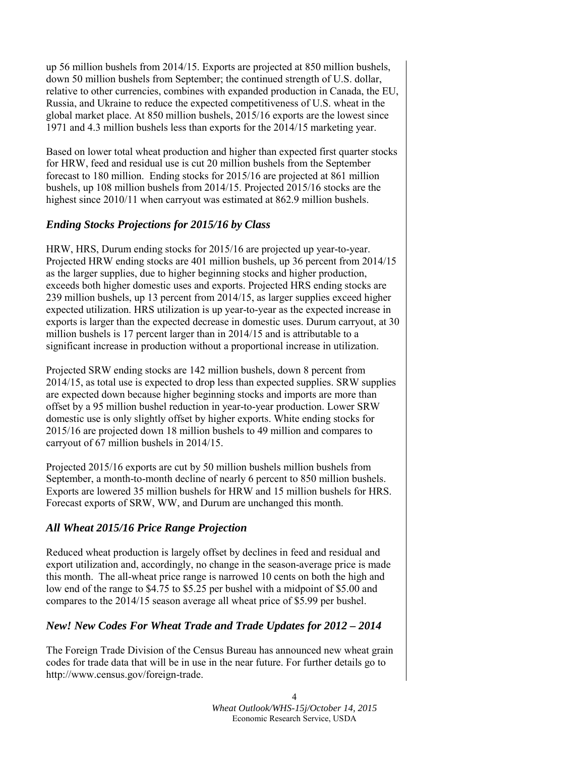up 56 million bushels from 2014/15. Exports are projected at 850 million bushels, down 50 million bushels from September; the continued strength of U.S. dollar, relative to other currencies, combines with expanded production in Canada, the EU, Russia, and Ukraine to reduce the expected competitiveness of U.S. wheat in the global market place. At 850 million bushels, 2015/16 exports are the lowest since 1971 and 4.3 million bushels less than exports for the 2014/15 marketing year.

Based on lower total wheat production and higher than expected first quarter stocks for HRW, feed and residual use is cut 20 million bushels from the September forecast to 180 million. Ending stocks for 2015/16 are projected at 861 million bushels, up 108 million bushels from 2014/15. Projected 2015/16 stocks are the highest since 2010/11 when carryout was estimated at 862.9 million bushels.

### *Ending Stocks Projections for 2015/16 by Class*

HRW, HRS, Durum ending stocks for 2015/16 are projected up year-to-year. Projected HRW ending stocks are 401 million bushels, up 36 percent from 2014/15 as the larger supplies, due to higher beginning stocks and higher production, exceeds both higher domestic uses and exports. Projected HRS ending stocks are 239 million bushels, up 13 percent from 2014/15, as larger supplies exceed higher expected utilization. HRS utilization is up year-to-year as the expected increase in exports is larger than the expected decrease in domestic uses. Durum carryout, at 30 million bushels is 17 percent larger than in 2014/15 and is attributable to a significant increase in production without a proportional increase in utilization.

Projected SRW ending stocks are 142 million bushels, down 8 percent from 2014/15, as total use is expected to drop less than expected supplies. SRW supplies are expected down because higher beginning stocks and imports are more than offset by a 95 million bushel reduction in year-to-year production. Lower SRW domestic use is only slightly offset by higher exports. White ending stocks for 2015/16 are projected down 18 million bushels to 49 million and compares to carryout of 67 million bushels in 2014/15.

Projected 2015/16 exports are cut by 50 million bushels million bushels from September, a month-to-month decline of nearly 6 percent to 850 million bushels. Exports are lowered 35 million bushels for HRW and 15 million bushels for HRS. Forecast exports of SRW, WW, and Durum are unchanged this month.

### *All Wheat 2015/16 Price Range Projection*

Reduced wheat production is largely offset by declines in feed and residual and export utilization and, accordingly, no change in the season-average price is made this month. The all-wheat price range is narrowed 10 cents on both the high and low end of the range to $4.75 to $5.25 per bushel with a midpoint of $5.00 and compares to the 2014/15 season average all wheat price of $5.99 per bushel.

### *New! New Codes For Wheat Trade and Trade Updates for 2012 – 2014*

The Foreign Trade Division of the Census Bureau has announced new wheat grain codes for trade data that will be in use in the near future. For further details go to http://www.census.gov/foreign-trade.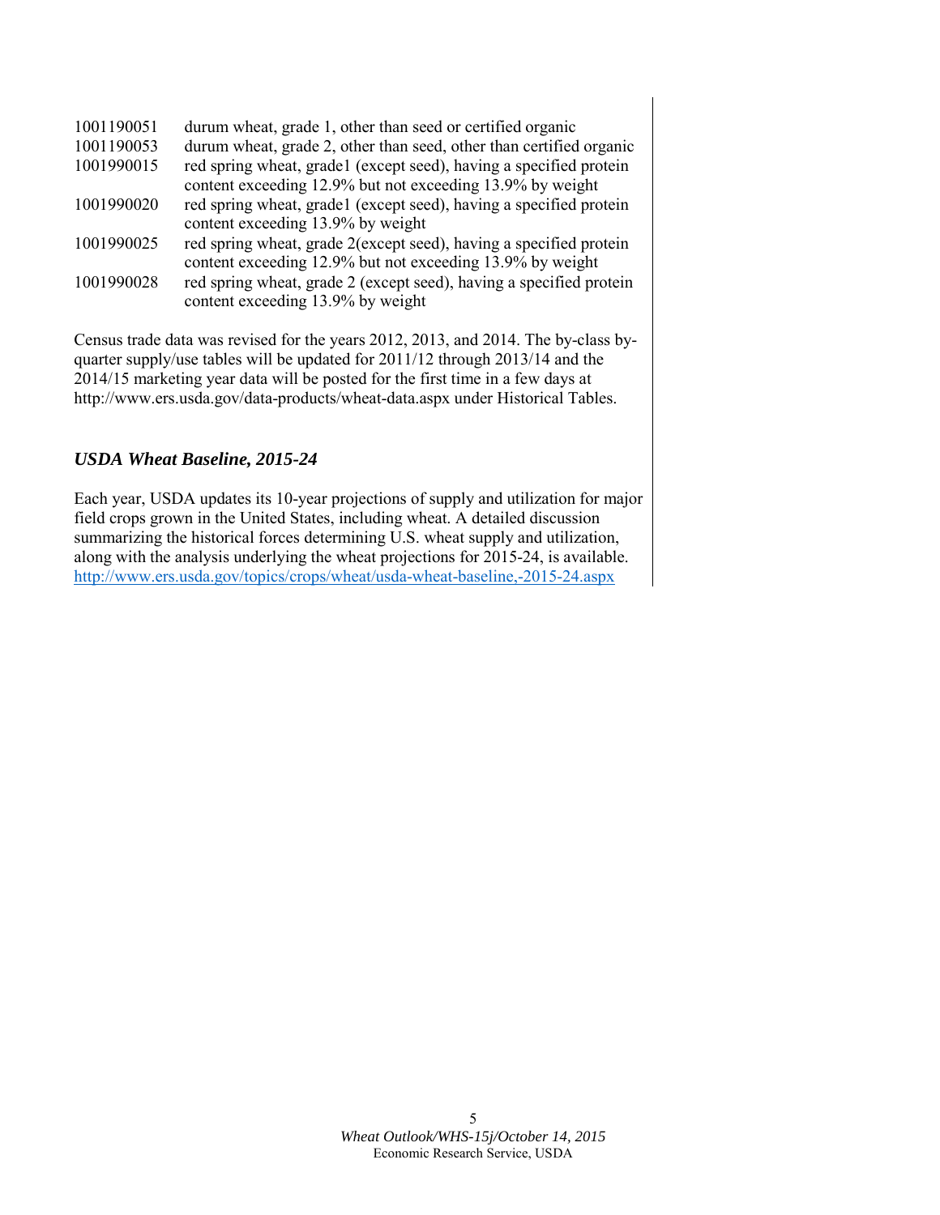| | |
|---|---|
| 1001190051 | durum wheat, grade 1, other than seed or certified organic |
| 1001190053 | durum wheat, grade 2, other than seed, other than certified organic |
| 1001990015 | red spring wheat, grade1 (except seed), having a specified protein content exceeding 12.9% but not exceeding 13.9% by weight |
| 1001990020 | red spring wheat, grade1 (except seed), having a specified protein content exceeding 13.9% by weight |
| 1001990025 | red spring wheat, grade 2(except seed), having a specified protein content exceeding 12.9% but not exceeding 13.9% by weight |
| 1001990028 | red spring wheat, grade 2 (except seed), having a specified protein content exceeding 13.9% by weight |

Census trade data was revised for the years 2012, 2013, and 2014. The by-class by-quarter supply/use tables will be updated for 2011/12 through 2013/14 and the 2014/15 marketing year data will be posted for the first time in a few days at http://www.ers.usda.gov/data-products/wheat-data.aspx under Historical Tables.

### *USDA Wheat Baseline, 2015-24*

Each year, USDA updates its 10-year projections of supply and utilization for major field crops grown in the United States, including wheat. A detailed discussion summarizing the historical forces determining U.S. wheat supply and utilization, along with the analysis underlying the wheat projections for 2015-24, is available. http://www.ers.usda.gov/topics/crops/wheat/usda-wheat-baseline,-2015-24.aspx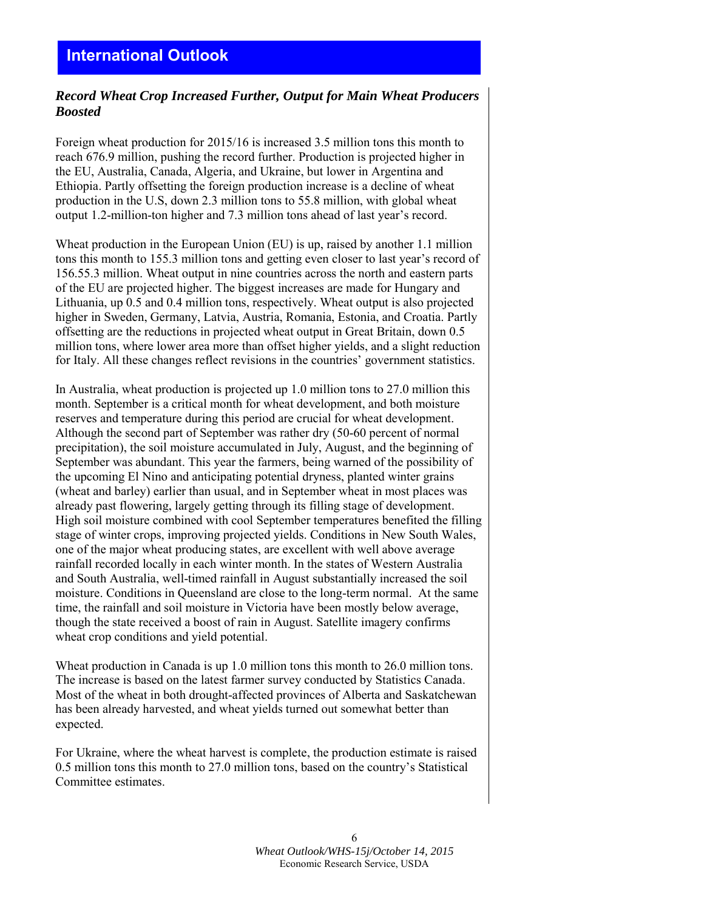## International Outlook

### *Record Wheat Crop Increased Further, Output for Main Wheat Producers Boosted*

Foreign wheat production for 2015/16 is increased 3.5 million tons this month to reach 676.9 million, pushing the record further. Production is projected higher in the EU, Australia, Canada, Algeria, and Ukraine, but lower in Argentina and Ethiopia. Partly offsetting the foreign production increase is a decline of wheat production in the U.S, down 2.3 million tons to 55.8 million, with global wheat output 1.2-million-ton higher and 7.3 million tons ahead of last year's record.

Wheat production in the European Union (EU) is up, raised by another 1.1 million tons this month to 155.3 million tons and getting even closer to last year's record of 156.55.3 million. Wheat output in nine countries across the north and eastern parts of the EU are projected higher. The biggest increases are made for Hungary and Lithuania, up 0.5 and 0.4 million tons, respectively. Wheat output is also projected higher in Sweden, Germany, Latvia, Austria, Romania, Estonia, and Croatia. Partly offsetting are the reductions in projected wheat output in Great Britain, down 0.5 million tons, where lower area more than offset higher yields, and a slight reduction for Italy. All these changes reflect revisions in the countries' government statistics.

In Australia, wheat production is projected up 1.0 million tons to 27.0 million this month. September is a critical month for wheat development, and both moisture reserves and temperature during this period are crucial for wheat development. Although the second part of September was rather dry (50-60 percent of normal precipitation), the soil moisture accumulated in July, August, and the beginning of September was abundant. This year the farmers, being warned of the possibility of the upcoming El Nino and anticipating potential dryness, planted winter grains (wheat and barley) earlier than usual, and in September wheat in most places was already past flowering, largely getting through its filling stage of development. High soil moisture combined with cool September temperatures benefited the filling stage of winter crops, improving projected yields. Conditions in New South Wales, one of the major wheat producing states, are excellent with well above average rainfall recorded locally in each winter month. In the states of Western Australia and South Australia, well-timed rainfall in August substantially increased the soil moisture. Conditions in Queensland are close to the long-term normal. At the same time, the rainfall and soil moisture in Victoria have been mostly below average, though the state received a boost of rain in August. Satellite imagery confirms wheat crop conditions and yield potential.

Wheat production in Canada is up 1.0 million tons this month to 26.0 million tons. The increase is based on the latest farmer survey conducted by Statistics Canada. Most of the wheat in both drought-affected provinces of Alberta and Saskatchewan has been already harvested, and wheat yields turned out somewhat better than expected.

For Ukraine, where the wheat harvest is complete, the production estimate is raised 0.5 million tons this month to 27.0 million tons, based on the country's Statistical Committee estimates.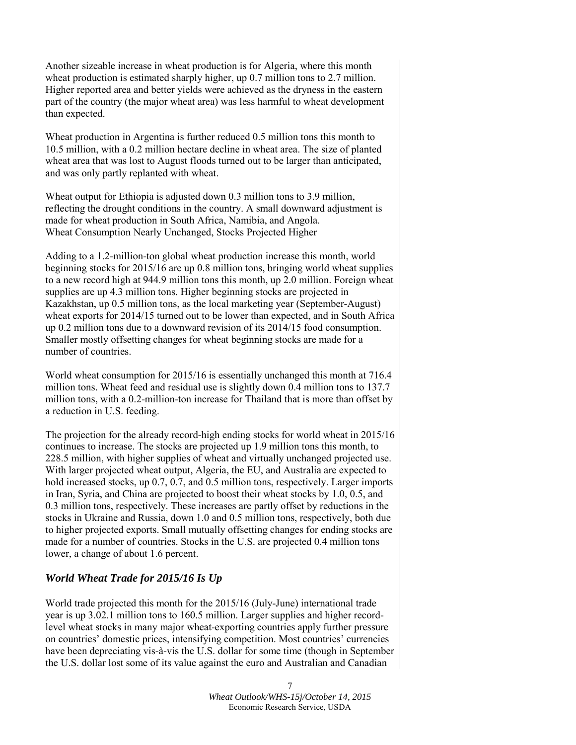Another sizeable increase in wheat production is for Algeria, where this month wheat production is estimated sharply higher, up 0.7 million tons to 2.7 million. Higher reported area and better yields were achieved as the dryness in the eastern part of the country (the major wheat area) was less harmful to wheat development than expected.

Wheat production in Argentina is further reduced 0.5 million tons this month to 10.5 million, with a 0.2 million hectare decline in wheat area. The size of planted wheat area that was lost to August floods turned out to be larger than anticipated, and was only partly replanted with wheat.

Wheat output for Ethiopia is adjusted down 0.3 million tons to 3.9 million, reflecting the drought conditions in the country. A small downward adjustment is made for wheat production in South Africa, Namibia, and Angola.

Wheat Consumption Nearly Unchanged, Stocks Projected Higher

Adding to a 1.2-million-ton global wheat production increase this month, world beginning stocks for 2015/16 are up 0.8 million tons, bringing world wheat supplies to a new record high at 944.9 million tons this month, up 2.0 million. Foreign wheat supplies are up 4.3 million tons. Higher beginning stocks are projected in Kazakhstan, up 0.5 million tons, as the local marketing year (September-August) wheat exports for 2014/15 turned out to be lower than expected, and in South Africa up 0.2 million tons due to a downward revision of its 2014/15 food consumption. Smaller mostly offsetting changes for wheat beginning stocks are made for a number of countries.

World wheat consumption for 2015/16 is essentially unchanged this month at 716.4 million tons. Wheat feed and residual use is slightly down 0.4 million tons to 137.7 million tons, with a 0.2-million-ton increase for Thailand that is more than offset by a reduction in U.S. feeding.

The projection for the already record-high ending stocks for world wheat in 2015/16 continues to increase. The stocks are projected up 1.9 million tons this month, to 228.5 million, with higher supplies of wheat and virtually unchanged projected use. With larger projected wheat output, Algeria, the EU, and Australia are expected to hold increased stocks, up 0.7, 0.7, and 0.5 million tons, respectively. Larger imports in Iran, Syria, and China are projected to boost their wheat stocks by 1.0, 0.5, and 0.3 million tons, respectively. These increases are partly offset by reductions in the stocks in Ukraine and Russia, down 1.0 and 0.5 million tons, respectively, both due to higher projected exports. Small mutually offsetting changes for ending stocks are made for a number of countries. Stocks in the U.S. are projected 0.4 million tons lower, a change of about 1.6 percent.

## *World Wheat Trade for 2015/16 Is Up*

World trade projected this month for the 2015/16 (July-June) international trade year is up 3.02.1 million tons to 160.5 million. Larger supplies and higher record-level wheat stocks in many major wheat-exporting countries apply further pressure on countries' domestic prices, intensifying competition. Most countries' currencies have been depreciating vis-à-vis the U.S. dollar for some time (though in September the U.S. dollar lost some of its value against the euro and Australian and Canadian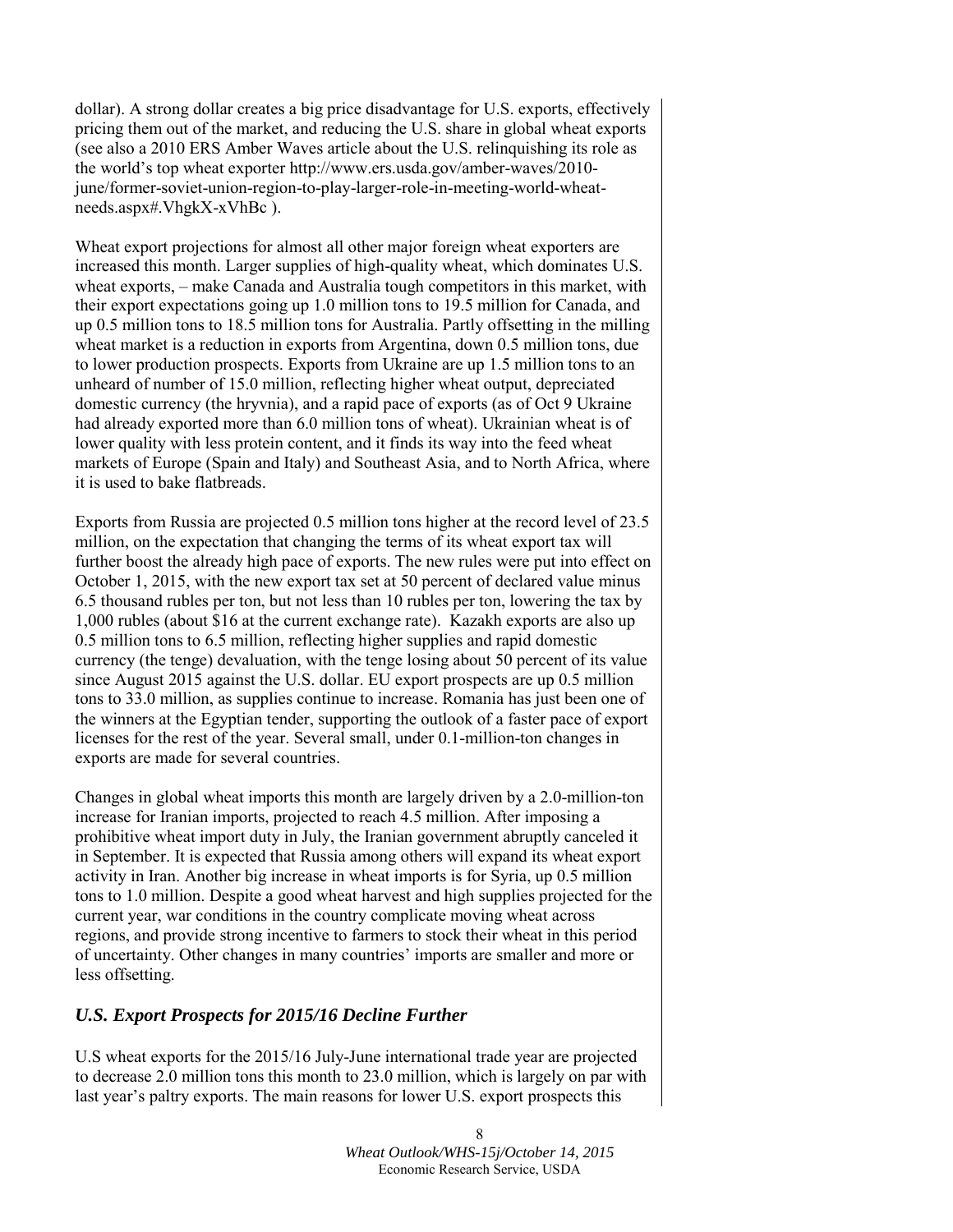dollar). A strong dollar creates a big price disadvantage for U.S. exports, effectively pricing them out of the market, and reducing the U.S. share in global wheat exports (see also a 2010 ERS Amber Waves article about the U.S. relinquishing its role as the world's top wheat exporter http://www.ers.usda.gov/amber-waves/2010-june/former-soviet-union-region-to-play-larger-role-in-meeting-world-wheat-needs.aspx#.VhgkX-xVhBc ).

Wheat export projections for almost all other major foreign wheat exporters are increased this month. Larger supplies of high-quality wheat, which dominates U.S. wheat exports, – make Canada and Australia tough competitors in this market, with their export expectations going up 1.0 million tons to 19.5 million for Canada, and up 0.5 million tons to 18.5 million tons for Australia. Partly offsetting in the milling wheat market is a reduction in exports from Argentina, down 0.5 million tons, due to lower production prospects. Exports from Ukraine are up 1.5 million tons to an unheard of number of 15.0 million, reflecting higher wheat output, depreciated domestic currency (the hryvnia), and a rapid pace of exports (as of Oct 9 Ukraine had already exported more than 6.0 million tons of wheat). Ukrainian wheat is of lower quality with less protein content, and it finds its way into the feed wheat markets of Europe (Spain and Italy) and Southeast Asia, and to North Africa, where it is used to bake flatbreads.

Exports from Russia are projected 0.5 million tons higher at the record level of 23.5 million, on the expectation that changing the terms of its wheat export tax will further boost the already high pace of exports. The new rules were put into effect on October 1, 2015, with the new export tax set at 50 percent of declared value minus 6.5 thousand rubles per ton, but not less than 10 rubles per ton, lowering the tax by 1,000 rubles (about $16 at the current exchange rate). Kazakh exports are also up 0.5 million tons to 6.5 million, reflecting higher supplies and rapid domestic currency (the tenge) devaluation, with the tenge losing about 50 percent of its value since August 2015 against the U.S. dollar. EU export prospects are up 0.5 million tons to 33.0 million, as supplies continue to increase. Romania has just been one of the winners at the Egyptian tender, supporting the outlook of a faster pace of export licenses for the rest of the year. Several small, under 0.1-million-ton changes in exports are made for several countries.

Changes in global wheat imports this month are largely driven by a 2.0-million-ton increase for Iranian imports, projected to reach 4.5 million. After imposing a prohibitive wheat import duty in July, the Iranian government abruptly canceled it in September. It is expected that Russia among others will expand its wheat export activity in Iran. Another big increase in wheat imports is for Syria, up 0.5 million tons to 1.0 million. Despite a good wheat harvest and high supplies projected for the current year, war conditions in the country complicate moving wheat across regions, and provide strong incentive to farmers to stock their wheat in this period of uncertainty. Other changes in many countries' imports are smaller and more or less offsetting.

## *U.S. Export Prospects for 2015/16 Decline Further*

U.S wheat exports for the 2015/16 July-June international trade year are projected to decrease 2.0 million tons this month to 23.0 million, which is largely on par with last year's paltry exports. The main reasons for lower U.S. export prospects this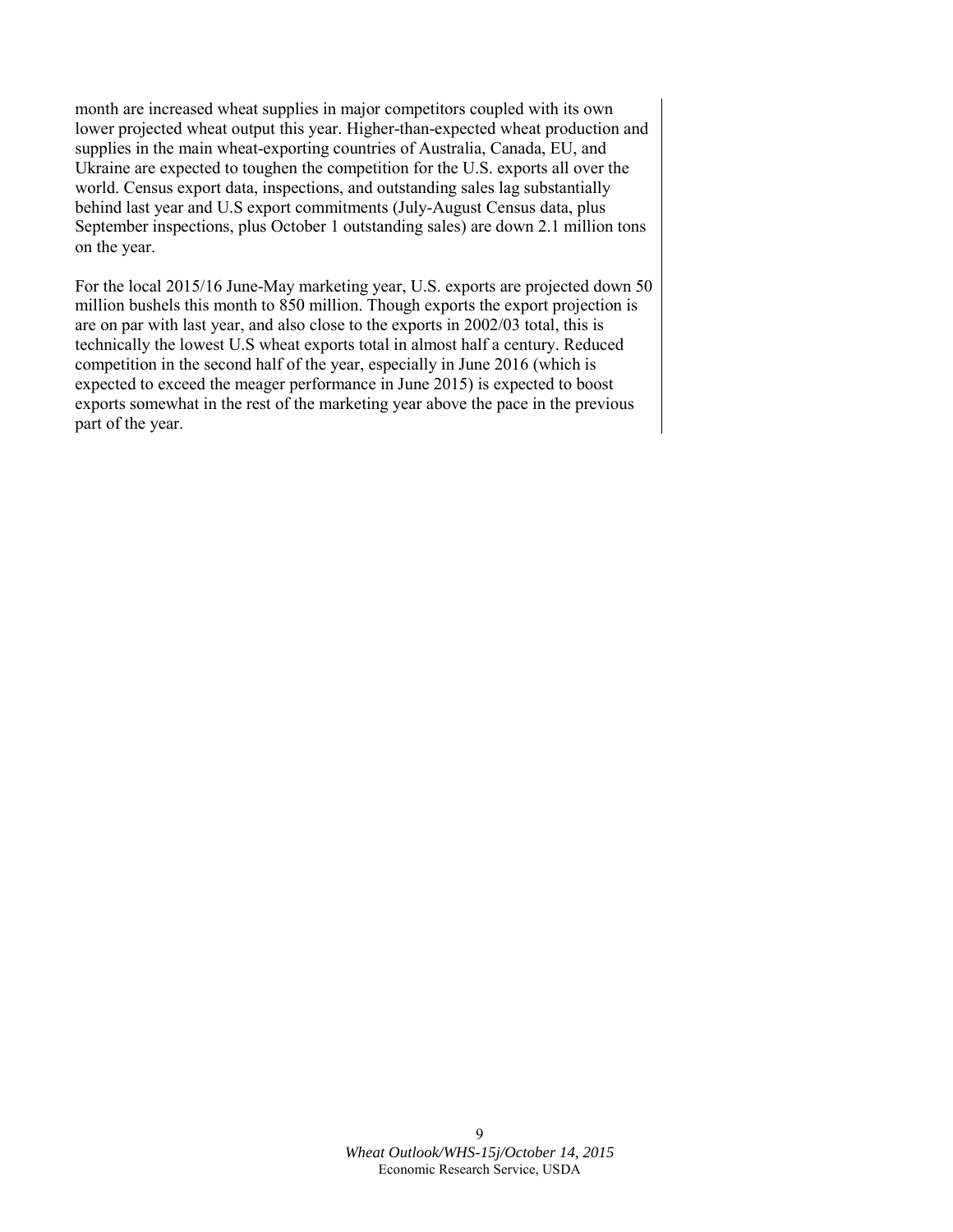month are increased wheat supplies in major competitors coupled with its own lower projected wheat output this year. Higher-than-expected wheat production and supplies in the main wheat-exporting countries of Australia, Canada, EU, and Ukraine are expected to toughen the competition for the U.S. exports all over the world. Census export data, inspections, and outstanding sales lag substantially behind last year and U.S export commitments (July-August Census data, plus September inspections, plus October 1 outstanding sales) are down 2.1 million tons on the year.

For the local 2015/16 June-May marketing year, U.S. exports are projected down 50 million bushels this month to 850 million. Though exports the export projection is are on par with last year, and also close to the exports in 2002/03 total, this is technically the lowest U.S wheat exports total in almost half a century. Reduced competition in the second half of the year, especially in June 2016 (which is expected to exceed the meager performance in June 2015) is expected to boost exports somewhat in the rest of the marketing year above the pace in the previous part of the year.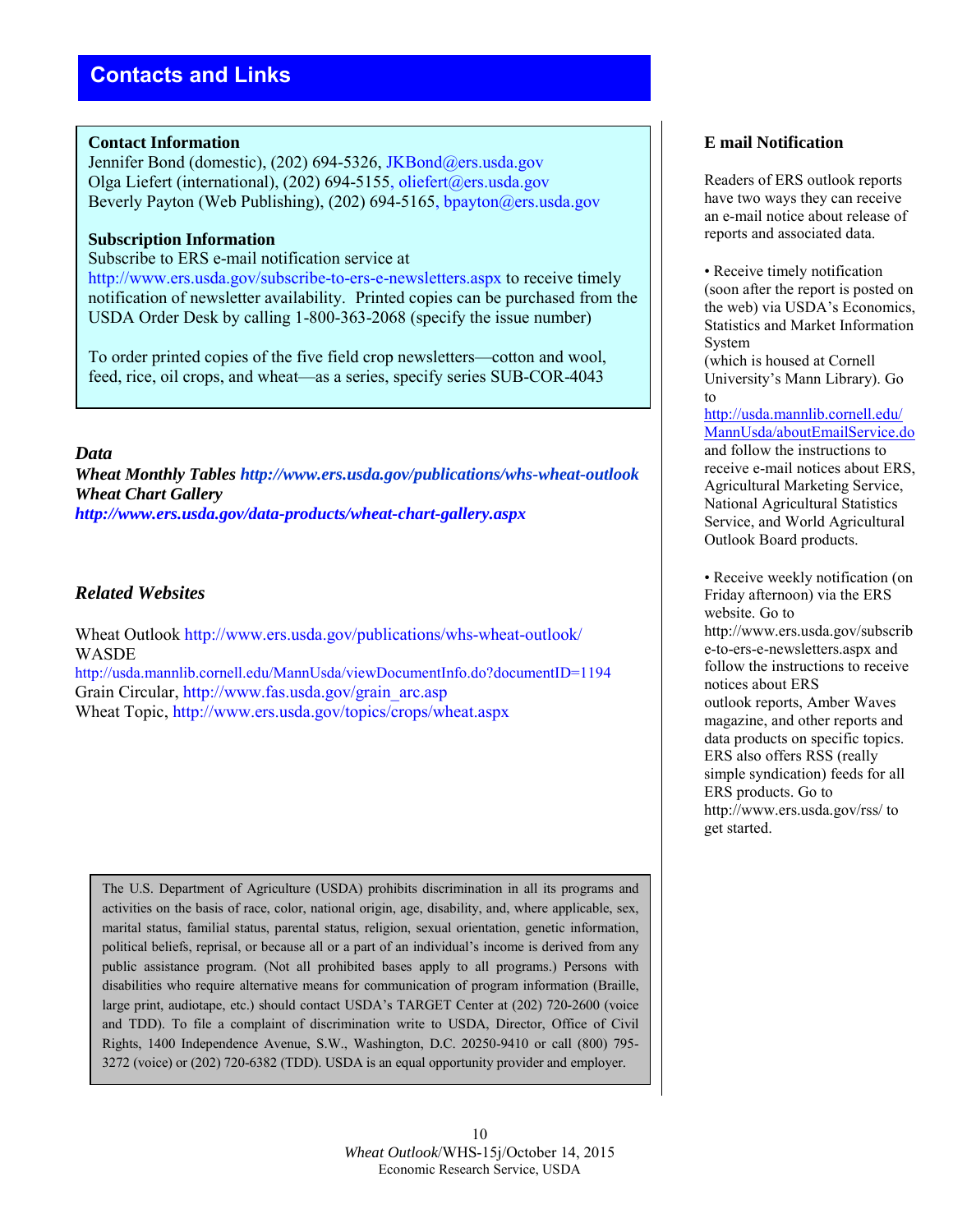## Contacts and Links

**Contact Information**
Jennifer Bond (domestic), (202) 694-5326, JKBond@ers.usda.gov
Olga Liefert (international), (202) 694-5155, oliefert@ers.usda.gov
Beverly Payton (Web Publishing), (202) 694-5165, bpayton@ers.usda.gov

**Subscription Information**
Subscribe to ERS e-mail notification service at http://www.ers.usda.gov/subscribe-to-ers-e-newsletters.aspx to receive timely notification of newsletter availability. Printed copies can be purchased from the USDA Order Desk by calling 1-800-363-2068 (specify the issue number)

To order printed copies of the five field crop newsletters—cotton and wool, feed, rice, oil crops, and wheat—as a series, specify series SUB-COR-4043

### *Data*

***Wheat Monthly Tables http://www.ers.usda.gov/publications/whs-wheat-outlook***
***Wheat Chart Gallery***
***http://www.ers.usda.gov/data-products/wheat-chart-gallery.aspx***

### *Related Websites*

Wheat Outlook http://www.ers.usda.gov/publications/whs-wheat-outlook/
WASDE
http://usda.mannlib.cornell.edu/MannUsda/viewDocumentInfo.do?documentID=1194
Grain Circular, http://www.fas.usda.gov/grain_arc.asp
Wheat Topic, http://www.ers.usda.gov/topics/crops/wheat.aspx

The U.S. Department of Agriculture (USDA) prohibits discrimination in all its programs and activities on the basis of race, color, national origin, age, disability, and, where applicable, sex, marital status, familial status, parental status, religion, sexual orientation, genetic information, political beliefs, reprisal, or because all or a part of an individual's income is derived from any public assistance program. (Not all prohibited bases apply to all programs.) Persons with disabilities who require alternative means for communication of program information (Braille, large print, audiotape, etc.) should contact USDA's TARGET Center at (202) 720-2600 (voice and TDD). To file a complaint of discrimination write to USDA, Director, Office of Civil Rights, 1400 Independence Avenue, S.W., Washington, D.C. 20250-9410 or call (800) 795-3272 (voice) or (202) 720-6382 (TDD). USDA is an equal opportunity provider and employer.

### E mail Notification

Readers of ERS outlook reports have two ways they can receive an e-mail notice about release of reports and associated data.

- Receive timely notification (soon after the report is posted on the web) via USDA's Economics, Statistics and Market Information System (which is housed at Cornell University's Mann Library). Go to http://usda.mannlib.cornell.edu/MannUsda/aboutEmailService.do and follow the instructions to receive e-mail notices about ERS, Agricultural Marketing Service, National Agricultural Statistics Service, and World Agricultural Outlook Board products.

- Receive weekly notification (on Friday afternoon) via the ERS website. Go to http://www.ers.usda.gov/subscribe-to-ers-e-newsletters.aspx and follow the instructions to receive notices about ERS outlook reports, Amber Waves magazine, and other reports and data products on specific topics. ERS also offers RSS (really simple syndication) feeds for all ERS products. Go to http://www.ers.usda.gov/rss/ to get started.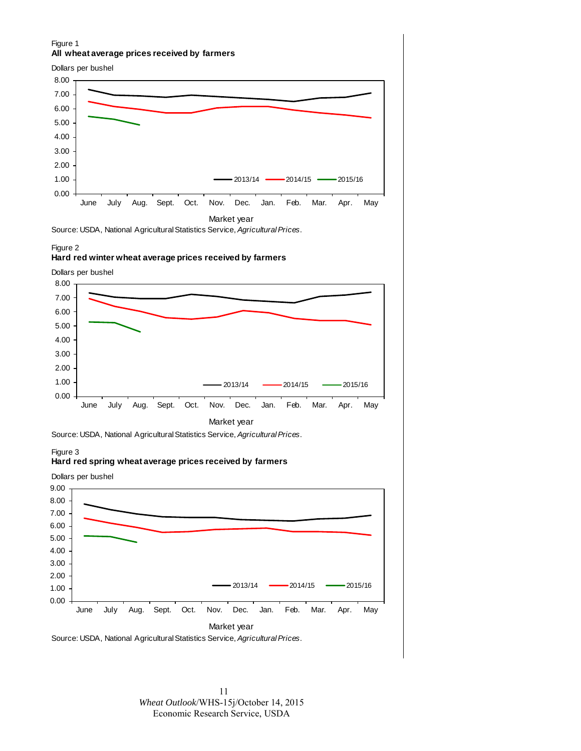Figure 1
**All wheat average prices received by farmers**

Source: USDA, National Agricultural Statistics Service, *Agricultural Prices*.

Figure 2
**Hard red winter wheat average prices received by farmers**

Source: USDA, National Agricultural Statistics Service, *Agricultural Prices*.

Figure 3
**Hard red spring wheat average prices received by farmers**

Source: USDA, National Agricultural Statistics Service, *Agricultural Prices*.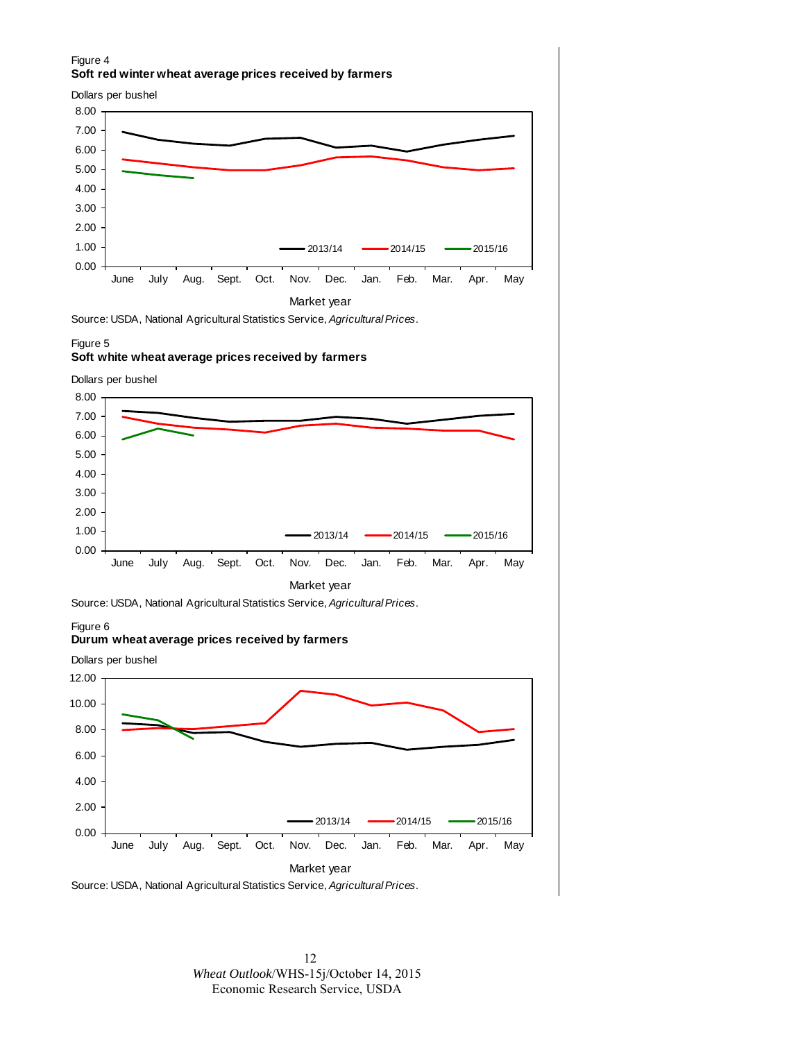Figure 4

**Soft red winter wheat average prices received by farmers**

Source: USDA, National Agricultural Statistics Service, *Agricultural Prices*.

Figure 5

**Soft white wheat average prices received by farmers**

Source: USDA, National Agricultural Statistics Service, *Agricultural Prices*.

Figure 6

**Durum wheat average prices received by farmers**

Source: USDA, National Agricultural Statistics Service, *Agricultural Prices*.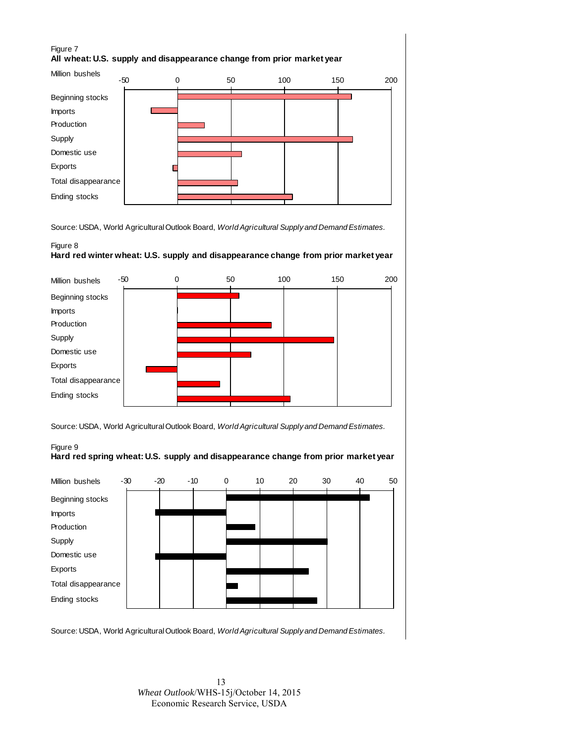Figure 7

**All wheat: U.S. supply and disappearance change from prior market year**

Million bushels

Source: USDA, World Agricultural Outlook Board, *World Agricultural Supply and Demand Estimates.*

Figure 8

**Hard red winter wheat: U.S. supply and disappearance change from prior market year**

Million bushels

Source: USDA, World Agricultural Outlook Board, *World Agricultural Supply and Demand Estimates.*

Figure 9

**Hard red spring wheat: U.S. supply and disappearance change from prior market year**

Million bushels

Source: USDA, World Agricultural Outlook Board, *World Agricultural Supply and Demand Estimates.*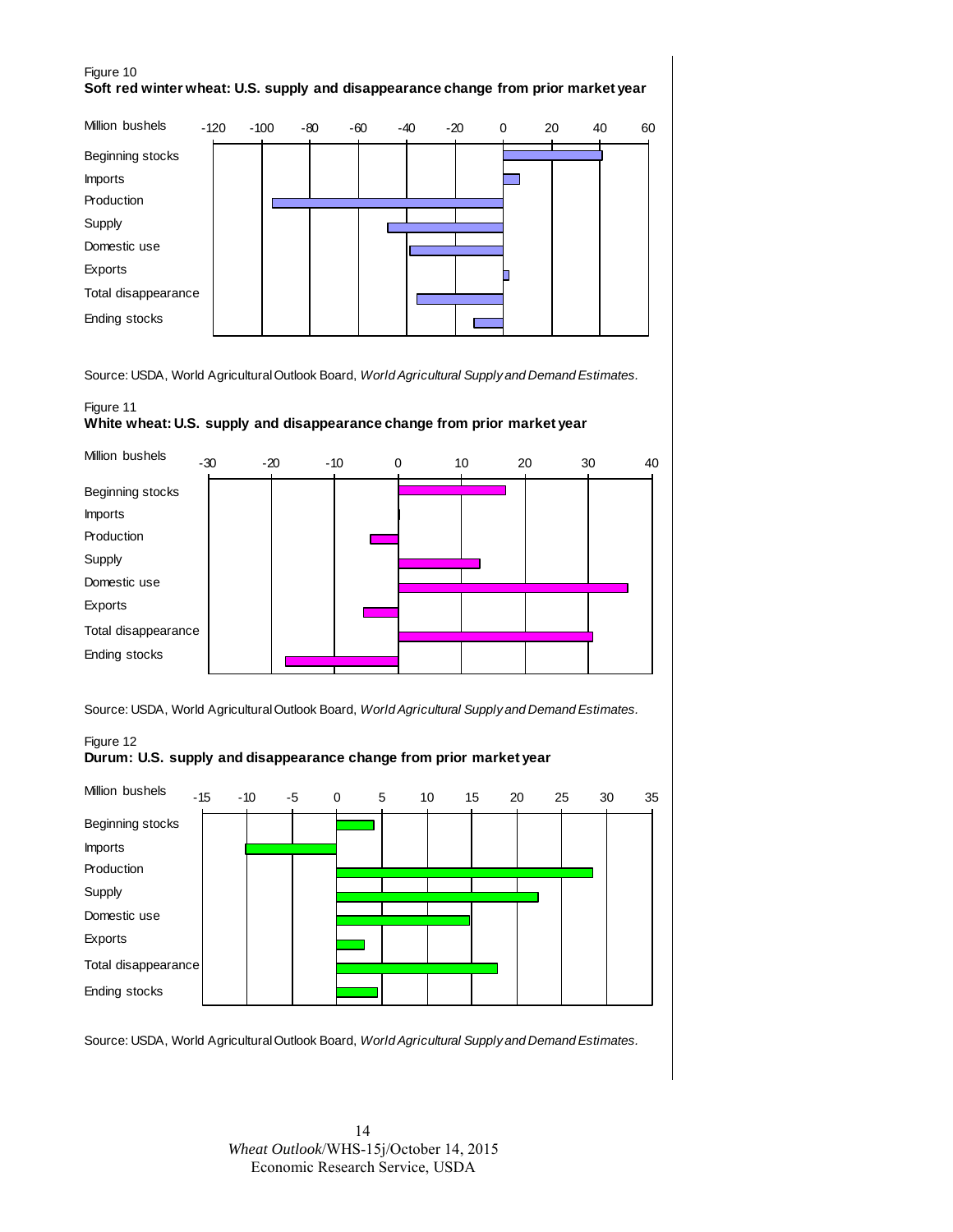Figure 10

**Soft red winter wheat: U.S. supply and disappearance change from prior market year**

Million bushels

Beginning stocks
Imports
Production
Supply
Domestic use
Exports
Total disappearance
Ending stocks

-120 -100 -80 -60 -40 -20 0 20 40 60

Source: USDA, World Agricultural Outlook Board, *World Agricultural Supply and Demand Estimates.*

Figure 11

**White wheat: U.S. supply and disappearance change from prior market year**

Million bushels

Beginning stocks
Imports
Production
Supply
Domestic use
Exports
Total disappearance
Ending stocks

-30 -20 -10 0 10 20 30 40

Source: USDA, World Agricultural Outlook Board, *World Agricultural Supply and Demand Estimates.*

Figure 12

**Durum: U.S. supply and disappearance change from prior market year**

Million bushels

Beginning stocks
Imports
Production
Supply
Domestic use
Exports
Total disappearance
Ending stocks

-15 -10 -5 0 5 10 15 20 25 30 35

Source: USDA, World Agricultural Outlook Board, *World Agricultural Supply and Demand Estimates.*

*Wheat Outlook*/WHS-15j/October 14, 2015
Economic Research Service, USDA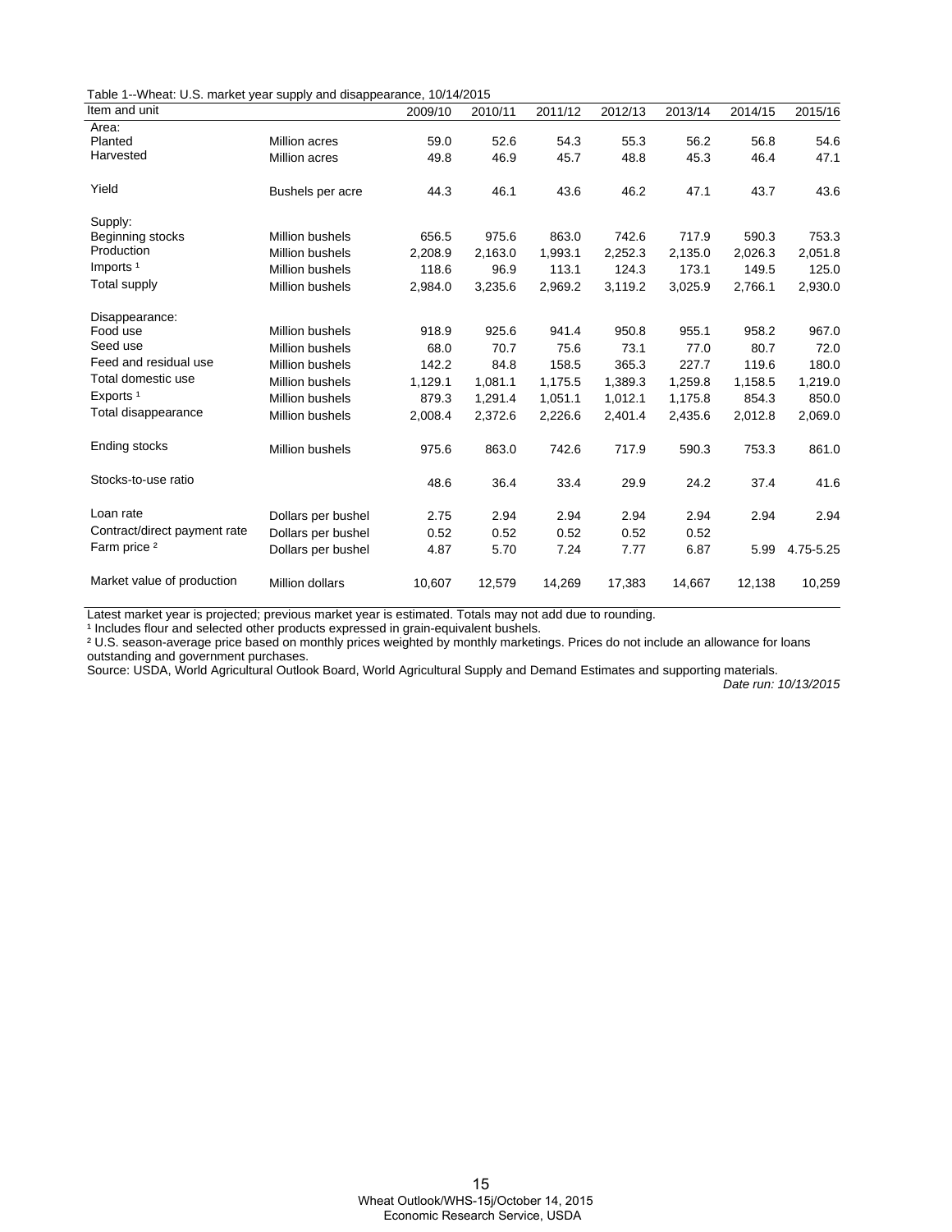Table 1--Wheat: U.S. market year supply and disappearance, 10/14/2015

| Item and unit | | 2009/10 | 2010/11 | 2011/12 | 2012/13 | 2013/14 | 2014/15 | 2015/16 |
|---|---|---|---|---|---|---|---|---|
| Area: | | | | | | | | |
| Planted | Million acres | 59.0 | 52.6 | 54.3 | 55.3 | 56.2 | 56.8 | 54.6 |
| Harvested | Million acres | 49.8 | 46.9 | 45.7 | 48.8 | 45.3 | 46.4 | 47.1 |
| Yield | Bushels per acre | 44.3 | 46.1 | 43.6 | 46.2 | 47.1 | 43.7 | 43.6 |
| Supply: | | | | | | | | |
| Beginning stocks | Million bushels | 656.5 | 975.6 | 863.0 | 742.6 | 717.9 | 590.3 | 753.3 |
| Production | Million bushels | 2,208.9 | 2,163.0 | 1,993.1 | 2,252.3 | 2,135.0 | 2,026.3 | 2,051.8 |
| Imports [1] | Million bushels | 118.6 | 96.9 | 113.1 | 124.3 | 173.1 | 149.5 | 125.0 |
| Total supply | Million bushels | 2,984.0 | 3,235.6 | 2,969.2 | 3,119.2 | 3,025.9 | 2,766.1 | 2,930.0 |
| Disappearance: | | | | | | | | |
| Food use | Million bushels | 918.9 | 925.6 | 941.4 | 950.8 | 955.1 | 958.2 | 967.0 |
| Seed use | Million bushels | 68.0 | 70.7 | 75.6 | 73.1 | 77.0 | 80.7 | 72.0 |
| Feed and residual use | Million bushels | 142.2 | 84.8 | 158.5 | 365.3 | 227.7 | 119.6 | 180.0 |
| Total domestic use | Million bushels | 1,129.1 | 1,081.1 | 1,175.5 | 1,389.3 | 1,259.8 | 1,158.5 | 1,219.0 |
| Exports [1] | Million bushels | 879.3 | 1,291.4 | 1,051.1 | 1,012.1 | 1,175.8 | 854.3 | 850.0 |
| Total disappearance | Million bushels | 2,008.4 | 2,372.6 | 2,226.6 | 2,401.4 | 2,435.6 | 2,012.8 | 2,069.0 |
| Ending stocks | Million bushels | 975.6 | 863.0 | 742.6 | 717.9 | 590.3 | 753.3 | 861.0 |
| Stocks-to-use ratio | | 48.6 | 36.4 | 33.4 | 29.9 | 24.2 | 37.4 | 41.6 |
| Loan rate | Dollars per bushel | 2.75 | 2.94 | 2.94 | 2.94 | 2.94 | 2.94 | 2.94 |
| Contract/direct payment rate | Dollars per bushel | 0.52 | 0.52 | 0.52 | 0.52 | 0.52 | | |
| Farm price [2] | Dollars per bushel | 4.87 | 5.70 | 7.24 | 7.77 | 6.87 | 5.99 | 4.75-5.25 |
| Market value of production | Million dollars | 10,607 | 12,579 | 14,269 | 17,383 | 14,667 | 12,138 | 10,259 |

Latest market year is projected; previous market year is estimated. Totals may not add due to rounding.

[1] Includes flour and selected other products expressed in grain-equivalent bushels.

[2] U.S. season-average price based on monthly prices weighted by monthly marketings. Prices do not include an allowance for loans outstanding and government purchases.

Source: USDA, World Agricultural Outlook Board, World Agricultural Supply and Demand Estimates and supporting materials.

*Date run: 10/13/2015*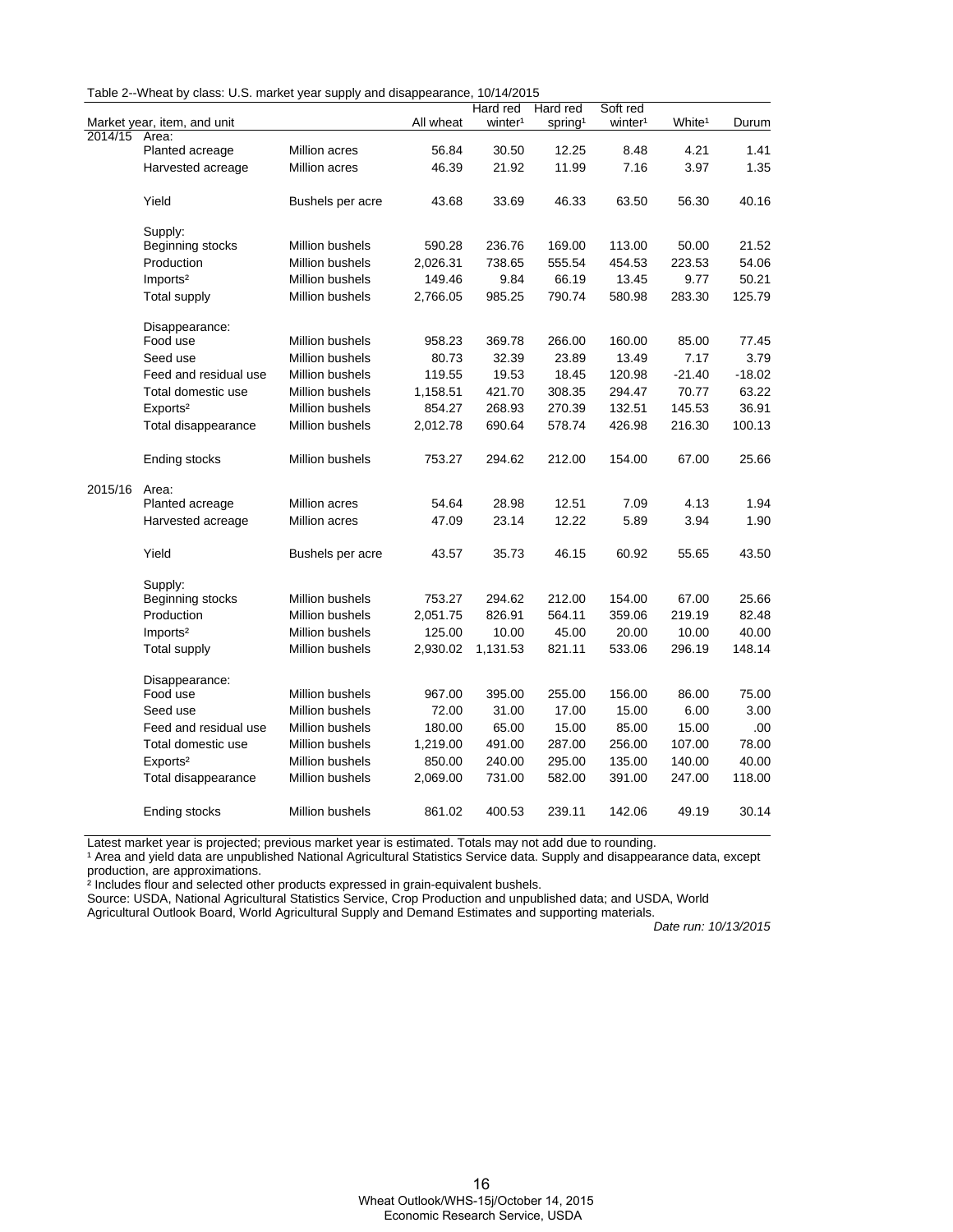Table 2--Wheat by class: U.S. market year supply and disappearance, 10/14/2015

| Market year, item, and unit | | | All wheat | Hard red winter[1] | Hard red spring[1] | Soft red winter[1] | White[1] | Durum |
|---|---|---|---|---|---|---|---|---|
| 2014/15 | Area: | | | | | | | |
| | Planted acreage | Million acres | 56.84 | 30.50 | 12.25 | 8.48 | 4.21 | 1.41 |
| | Harvested acreage | Million acres | 46.39 | 21.92 | 11.99 | 7.16 | 3.97 | 1.35 |
| | Yield | Bushels per acre | 43.68 | 33.69 | 46.33 | 63.50 | 56.30 | 40.16 |
| | Supply: | | | | | | | |
| | Beginning stocks | Million bushels | 590.28 | 236.76 | 169.00 | 113.00 | 50.00 | 21.52 |
| | Production | Million bushels | 2,026.31 | 738.65 | 555.54 | 454.53 | 223.53 | 54.06 |
| | Imports[2] | Million bushels | 149.46 | 9.84 | 66.19 | 13.45 | 9.77 | 50.21 |
| | Total supply | Million bushels | 2,766.05 | 985.25 | 790.74 | 580.98 | 283.30 | 125.79 |
| | Disappearance: | | | | | | | |
| | Food use | Million bushels | 958.23 | 369.78 | 266.00 | 160.00 | 85.00 | 77.45 |
| | Seed use | Million bushels | 80.73 | 32.39 | 23.89 | 13.49 | 7.17 | 3.79 |
| | Feed and residual use | Million bushels | 119.55 | 19.53 | 18.45 | 120.98 | -21.40 | -18.02 |
| | Total domestic use | Million bushels | 1,158.51 | 421.70 | 308.35 | 294.47 | 70.77 | 63.22 |
| | Exports[2] | Million bushels | 854.27 | 268.93 | 270.39 | 132.51 | 145.53 | 36.91 |
| | Total disappearance | Million bushels | 2,012.78 | 690.64 | 578.74 | 426.98 | 216.30 | 100.13 |
| | Ending stocks | Million bushels | 753.27 | 294.62 | 212.00 | 154.00 | 67.00 | 25.66 |
| 2015/16 | Area: | | | | | | | |
| | Planted acreage | Million acres | 54.64 | 28.98 | 12.51 | 7.09 | 4.13 | 1.94 |
| | Harvested acreage | Million acres | 47.09 | 23.14 | 12.22 | 5.89 | 3.94 | 1.90 |
| | Yield | Bushels per acre | 43.57 | 35.73 | 46.15 | 60.92 | 55.65 | 43.50 |
| | Supply: | | | | | | | |
| | Beginning stocks | Million bushels | 753.27 | 294.62 | 212.00 | 154.00 | 67.00 | 25.66 |
| | Production | Million bushels | 2,051.75 | 826.91 | 564.11 | 359.06 | 219.19 | 82.48 |
| | Imports[2] | Million bushels | 125.00 | 10.00 | 45.00 | 20.00 | 10.00 | 40.00 |
| | Total supply | Million bushels | 2,930.02 | 1,131.53 | 821.11 | 533.06 | 296.19 | 148.14 |
| | Disappearance: | | | | | | | |
| | Food use | Million bushels | 967.00 | 395.00 | 255.00 | 156.00 | 86.00 | 75.00 |
| | Seed use | Million bushels | 72.00 | 31.00 | 17.00 | 15.00 | 6.00 | 3.00 |
| | Feed and residual use | Million bushels | 180.00 | 65.00 | 15.00 | 85.00 | 15.00 | .00 |
| | Total domestic use | Million bushels | 1,219.00 | 491.00 | 287.00 | 256.00 | 107.00 | 78.00 |
| | Exports[2] | Million bushels | 850.00 | 240.00 | 295.00 | 135.00 | 140.00 | 40.00 |
| | Total disappearance | Million bushels | 2,069.00 | 731.00 | 582.00 | 391.00 | 247.00 | 118.00 |
| | Ending stocks | Million bushels | 861.02 | 400.53 | 239.11 | 142.06 | 49.19 | 30.14 |

Latest market year is projected; previous market year is estimated. Totals may not add due to rounding.

[1] Area and yield data are unpublished National Agricultural Statistics Service data. Supply and disappearance data, except production, are approximations.

[2] Includes flour and selected other products expressed in grain-equivalent bushels.

Source: USDA, National Agricultural Statistics Service, Crop Production and unpublished data; and USDA, World Agricultural Outlook Board, World Agricultural Supply and Demand Estimates and supporting materials.

*Date run: 10/13/2015*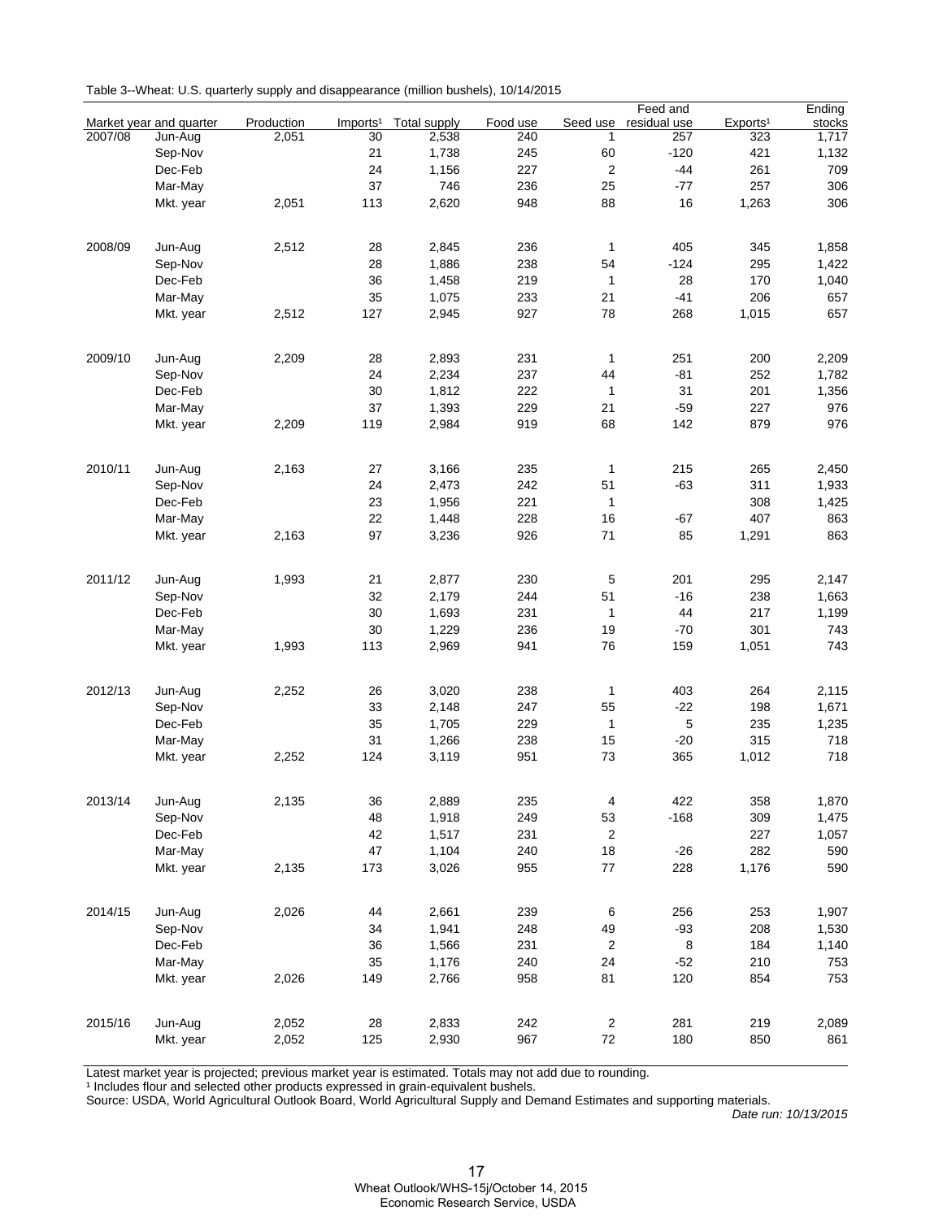Table 3--Wheat: U.S. quarterly supply and disappearance (million bushels), 10/14/2015

| Market year and quarter | | Production | Imports[1] | Total supply | Food use | Seed use | Feed and residual use | Exports[1] | Ending stocks |
|---|---|---|---|---|---|---|---|---|---|
| 2007/08 | Jun-Aug | 2,051 | 30 | 2,538 | 240 | 1 | 257 | 323 | 1,717 |
| | Sep-Nov | | 21 | 1,738 | 245 | 60 | -120 | 421 | 1,132 |
| | Dec-Feb | | 24 | 1,156 | 227 | 2 | -44 | 261 | 709 |
| | Mar-May | | 37 | 746 | 236 | 25 | -77 | 257 | 306 |
| | Mkt. year | 2,051 | 113 | 2,620 | 948 | 88 | 16 | 1,263 | 306 |
| 2008/09 | Jun-Aug | 2,512 | 28 | 2,845 | 236 | 1 | 405 | 345 | 1,858 |
| | Sep-Nov | | 28 | 1,886 | 238 | 54 | -124 | 295 | 1,422 |
| | Dec-Feb | | 36 | 1,458 | 219 | 1 | 28 | 170 | 1,040 |
| | Mar-May | | 35 | 1,075 | 233 | 21 | -41 | 206 | 657 |
| | Mkt. year | 2,512 | 127 | 2,945 | 927 | 78 | 268 | 1,015 | 657 |
| 2009/10 | Jun-Aug | 2,209 | 28 | 2,893 | 231 | 1 | 251 | 200 | 2,209 |
| | Sep-Nov | | 24 | 2,234 | 237 | 44 | -81 | 252 | 1,782 |
| | Dec-Feb | | 30 | 1,812 | 222 | 1 | 31 | 201 | 1,356 |
| | Mar-May | | 37 | 1,393 | 229 | 21 | -59 | 227 | 976 |
| | Mkt. year | 2,209 | 119 | 2,984 | 919 | 68 | 142 | 879 | 976 |
| 2010/11 | Jun-Aug | 2,163 | 27 | 3,166 | 235 | 1 | 215 | 265 | 2,450 |
| | Sep-Nov | | 24 | 2,473 | 242 | 51 | -63 | 311 | 1,933 |
| | Dec-Feb | | 23 | 1,956 | 221 | 1 | | 308 | 1,425 |
| | Mar-May | | 22 | 1,448 | 228 | 16 | -67 | 407 | 863 |
| | Mkt. year | 2,163 | 97 | 3,236 | 926 | 71 | 85 | 1,291 | 863 |
| 2011/12 | Jun-Aug | 1,993 | 21 | 2,877 | 230 | 5 | 201 | 295 | 2,147 |
| | Sep-Nov | | 32 | 2,179 | 244 | 51 | -16 | 238 | 1,663 |
| | Dec-Feb | | 30 | 1,693 | 231 | 1 | 44 | 217 | 1,199 |
| | Mar-May | | 30 | 1,229 | 236 | 19 | -70 | 301 | 743 |
| | Mkt. year | 1,993 | 113 | 2,969 | 941 | 76 | 159 | 1,051 | 743 |
| 2012/13 | Jun-Aug | 2,252 | 26 | 3,020 | 238 | 1 | 403 | 264 | 2,115 |
| | Sep-Nov | | 33 | 2,148 | 247 | 55 | -22 | 198 | 1,671 |
| | Dec-Feb | | 35 | 1,705 | 229 | 1 | 5 | 235 | 1,235 |
| | Mar-May | | 31 | 1,266 | 238 | 15 | -20 | 315 | 718 |
| | Mkt. year | 2,252 | 124 | 3,119 | 951 | 73 | 365 | 1,012 | 718 |
| 2013/14 | Jun-Aug | 2,135 | 36 | 2,889 | 235 | 4 | 422 | 358 | 1,870 |
| | Sep-Nov | | 48 | 1,918 | 249 | 53 | -168 | 309 | 1,475 |
| | Dec-Feb | | 42 | 1,517 | 231 | 2 | | 227 | 1,057 |
| | Mar-May | | 47 | 1,104 | 240 | 18 | -26 | 282 | 590 |
| | Mkt. year | 2,135 | 173 | 3,026 | 955 | 77 | 228 | 1,176 | 590 |
| 2014/15 | Jun-Aug | 2,026 | 44 | 2,661 | 239 | 6 | 256 | 253 | 1,907 |
| | Sep-Nov | | 34 | 1,941 | 248 | 49 | -93 | 208 | 1,530 |
| | Dec-Feb | | 36 | 1,566 | 231 | 2 | 8 | 184 | 1,140 |
| | Mar-May | | 35 | 1,176 | 240 | 24 | -52 | 210 | 753 |
| | Mkt. year | 2,026 | 149 | 2,766 | 958 | 81 | 120 | 854 | 753 |
| 2015/16 | Jun-Aug | 2,052 | 28 | 2,833 | 242 | 2 | 281 | 219 | 2,089 |
| | Mkt. year | 2,052 | 125 | 2,930 | 967 | 72 | 180 | 850 | 861 |

Latest market year is projected; previous market year is estimated. Totals may not add due to rounding.

[1] Includes flour and selected other products expressed in grain-equivalent bushels.

Source: USDA, World Agricultural Outlook Board, World Agricultural Supply and Demand Estimates and supporting materials.

*Date run: 10/13/2015*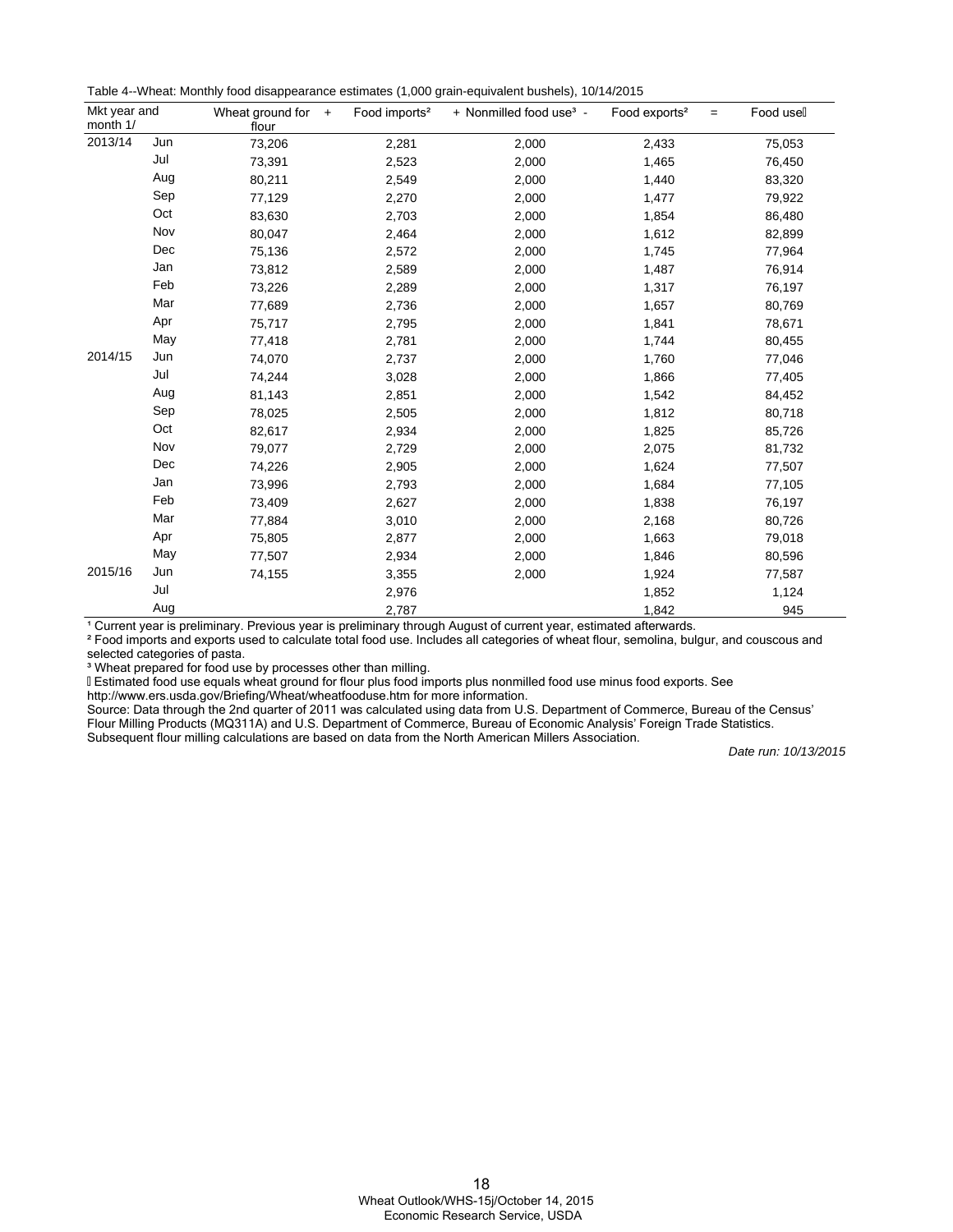Table 4--Wheat: Monthly food disappearance estimates (1,000 grain-equivalent bushels), 10/14/2015

| Mkt year and month 1/ | | Wheat ground for flour | + | Food imports² | + Nonmilled food use³ - | Food exports² | = | Food use⁴ |
|---|---|---|---|---|---|---|---|---|
| 2013/14 | Jun | 73,206 | | 2,281 | 2,000 | 2,433 | | 75,053 |
| | Jul | 73,391 | | 2,523 | 2,000 | 1,465 | | 76,450 |
| | Aug | 80,211 | | 2,549 | 2,000 | 1,440 | | 83,320 |
| | Sep | 77,129 | | 2,270 | 2,000 | 1,477 | | 79,922 |
| | Oct | 83,630 | | 2,703 | 2,000 | 1,854 | | 86,480 |
| | Nov | 80,047 | | 2,464 | 2,000 | 1,612 | | 82,899 |
| | Dec | 75,136 | | 2,572 | 2,000 | 1,745 | | 77,964 |
| | Jan | 73,812 | | 2,589 | 2,000 | 1,487 | | 76,914 |
| | Feb | 73,226 | | 2,289 | 2,000 | 1,317 | | 76,197 |
| | Mar | 77,689 | | 2,736 | 2,000 | 1,657 | | 80,769 |
| | Apr | 75,717 | | 2,795 | 2,000 | 1,841 | | 78,671 |
| | May | 77,418 | | 2,781 | 2,000 | 1,744 | | 80,455 |
| 2014/15 | Jun | 74,070 | | 2,737 | 2,000 | 1,760 | | 77,046 |
| | Jul | 74,244 | | 3,028 | 2,000 | 1,866 | | 77,405 |
| | Aug | 81,143 | | 2,851 | 2,000 | 1,542 | | 84,452 |
| | Sep | 78,025 | | 2,505 | 2,000 | 1,812 | | 80,718 |
| | Oct | 82,617 | | 2,934 | 2,000 | 1,825 | | 85,726 |
| | Nov | 79,077 | | 2,729 | 2,000 | 2,075 | | 81,732 |
| | Dec | 74,226 | | 2,905 | 2,000 | 1,624 | | 77,507 |
| | Jan | 73,996 | | 2,793 | 2,000 | 1,684 | | 77,105 |
| | Feb | 73,409 | | 2,627 | 2,000 | 1,838 | | 76,197 |
| | Mar | 77,884 | | 3,010 | 2,000 | 2,168 | | 80,726 |
| | Apr | 75,805 | | 2,877 | 2,000 | 1,663 | | 79,018 |
| | May | 77,507 | | 2,934 | 2,000 | 1,846 | | 80,596 |
| 2015/16 | Jun | 74,155 | | 3,355 | 2,000 | 1,924 | | 77,587 |
| | Jul | | | 2,976 | | 1,852 | | 1,124 |
| | Aug | | | 2,787 | | 1,842 | | 945 |

¹ Current year is preliminary. Previous year is preliminary through August of current year, estimated afterwards.

² Food imports and exports used to calculate total food use. Includes all categories of wheat flour, semolina, bulgur, and couscous and selected categories of pasta.

³ Wheat prepared for food use by processes other than milling.

⁴ Estimated food use equals wheat ground for flour plus food imports plus nonmilled food use minus food exports. See http://www.ers.usda.gov/Briefing/Wheat/wheatfooduse.htm for more information.

Source: Data through the 2nd quarter of 2011 was calculated using data from U.S. Department of Commerce, Bureau of the Census' Flour Milling Products (MQ311A) and U.S. Department of Commerce, Bureau of Economic Analysis' Foreign Trade Statistics. Subsequent flour milling calculations are based on data from the North American Millers Association.

*Date run: 10/13/2015*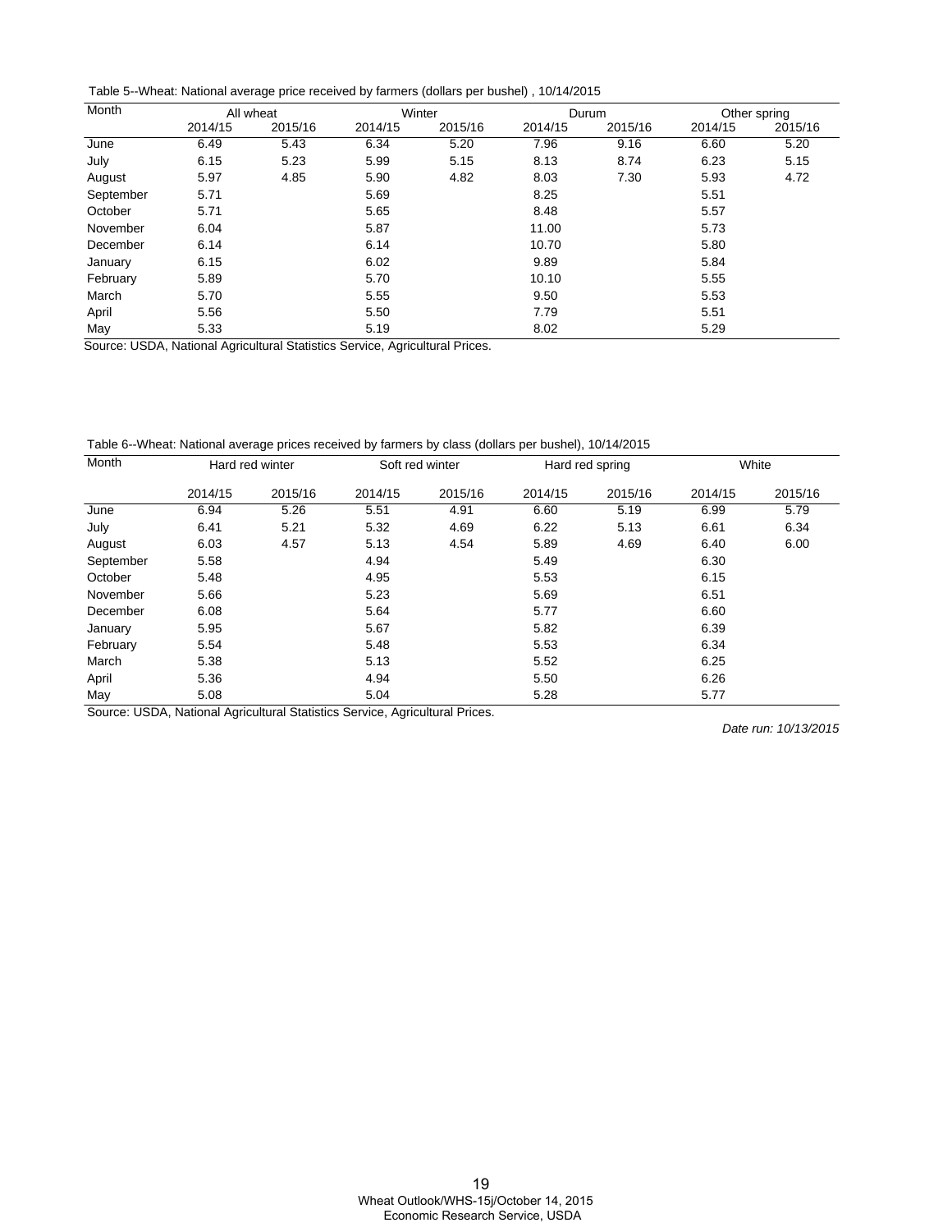Table 5--Wheat: National average price received by farmers (dollars per bushel) , 10/14/2015

| Month | All wheat | | Winter | | Durum | | Other spring | |
|---|---|---|---|---|---|---|---|---|
| | 2014/15 | 2015/16 | 2014/15 | 2015/16 | 2014/15 | 2015/16 | 2014/15 | 2015/16 |
| June | 6.49 | 5.43 | 6.34 | 5.20 | 7.96 | 9.16 | 6.60 | 5.20 |
| July | 6.15 | 5.23 | 5.99 | 5.15 | 8.13 | 8.74 | 6.23 | 5.15 |
| August | 5.97 | 4.85 | 5.90 | 4.82 | 8.03 | 7.30 | 5.93 | 4.72 |
| September | 5.71 | | 5.69 | | 8.25 | | 5.51 | |
| October | 5.71 | | 5.65 | | 8.48 | | 5.57 | |
| November | 6.04 | | 5.87 | | 11.00 | | 5.73 | |
| December | 6.14 | | 6.14 | | 10.70 | | 5.80 | |
| January | 6.15 | | 6.02 | | 9.89 | | 5.84 | |
| February | 5.89 | | 5.70 | | 10.10 | | 5.55 | |
| March | 5.70 | | 5.55 | | 9.50 | | 5.53 | |
| April | 5.56 | | 5.50 | | 7.79 | | 5.51 | |
| May | 5.33 | | 5.19 | | 8.02 | | 5.29 | |

Source: USDA, National Agricultural Statistics Service, Agricultural Prices.

Table 6--Wheat: National average prices received by farmers by class (dollars per bushel), 10/14/2015

| Month | Hard red winter | | Soft red winter | | Hard red spring | | White | |
|---|---|---|---|---|---|---|---|---|
| | 2014/15 | 2015/16 | 2014/15 | 2015/16 | 2014/15 | 2015/16 | 2014/15 | 2015/16 |
| June | 6.94 | 5.26 | 5.51 | 4.91 | 6.60 | 5.19 | 6.99 | 5.79 |
| July | 6.41 | 5.21 | 5.32 | 4.69 | 6.22 | 5.13 | 6.61 | 6.34 |
| August | 6.03 | 4.57 | 5.13 | 4.54 | 5.89 | 4.69 | 6.40 | 6.00 |
| September | 5.58 | | 4.94 | | 5.49 | | 6.30 | |
| October | 5.48 | | 4.95 | | 5.53 | | 6.15 | |
| November | 5.66 | | 5.23 | | 5.69 | | 6.51 | |
| December | 6.08 | | 5.64 | | 5.77 | | 6.60 | |
| January | 5.95 | | 5.67 | | 5.82 | | 6.39 | |
| February | 5.54 | | 5.48 | | 5.53 | | 6.34 | |
| March | 5.38 | | 5.13 | | 5.52 | | 6.25 | |
| April | 5.36 | | 4.94 | | 5.50 | | 6.26 | |
| May | 5.08 | | 5.04 | | 5.28 | | 5.77 | |

Source: USDA, National Agricultural Statistics Service, Agricultural Prices.

*Date run: 10/13/2015*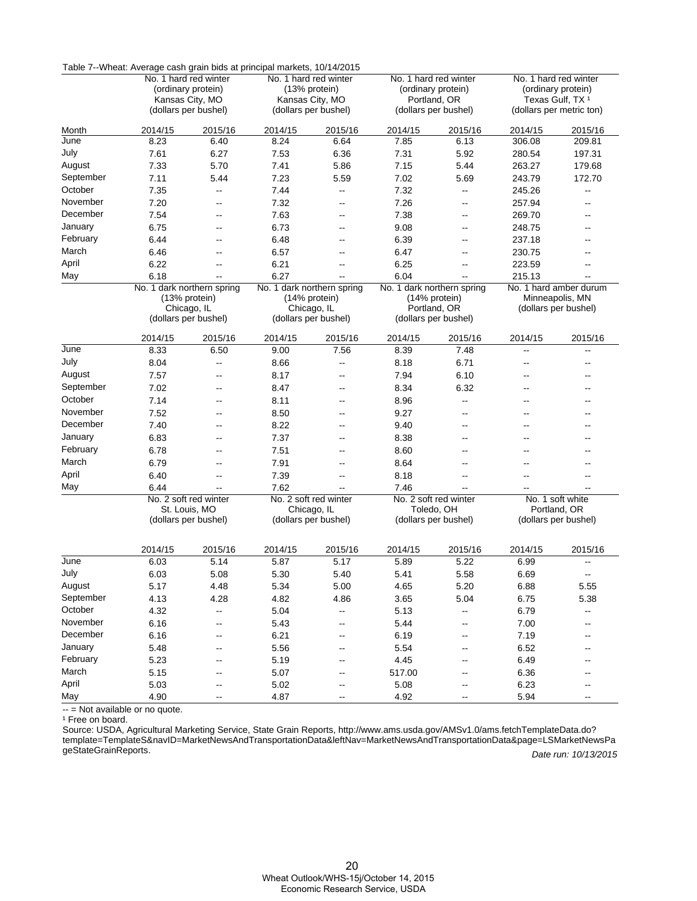Table 7--Wheat: Average cash grain bids at principal markets, 10/14/2015

| | No. 1 hard red winter (ordinary protein) Kansas City, MO (dollars per bushel) | | No. 1 hard red winter (13% protein) Kansas City, MO (dollars per bushel) | | No. 1 hard red winter (ordinary protein) Portland, OR (dollars per bushel) | | No. 1 hard red winter (ordinary protein) Texas Gulf, TX [1] (dollars per metric ton) | |
|---|---|---|---|---|---|---|---|---|
| Month | 2014/15 | 2015/16 | 2014/15 | 2015/16 | 2014/15 | 2015/16 | 2014/15 | 2015/16 |
| June | 8.23 | 6.40 | 8.24 | 6.64 | 7.85 | 6.13 | 306.08 | 209.81 |
| July | 7.61 | 6.27 | 7.53 | 6.36 | 7.31 | 5.92 | 280.54 | 197.31 |
| August | 7.33 | 5.70 | 7.41 | 5.86 | 7.15 | 5.44 | 263.27 | 179.68 |
| September | 7.11 | 5.44 | 7.23 | 5.59 | 7.02 | 5.69 | 243.79 | 172.70 |
| October | 7.35 | -- | 7.44 | -- | 7.32 | -- | 245.26 | -- |
| November | 7.20 | -- | 7.32 | -- | 7.26 | -- | 257.94 | -- |
| December | 7.54 | -- | 7.63 | -- | 7.38 | -- | 269.70 | -- |
| January | 6.75 | -- | 6.73 | -- | 9.08 | -- | 248.75 | -- |
| February | 6.44 | -- | 6.48 | -- | 6.39 | -- | 237.18 | -- |
| March | 6.46 | -- | 6.57 | -- | 6.47 | -- | 230.75 | -- |
| April | 6.22 | -- | 6.21 | -- | 6.25 | -- | 223.59 | -- |
| May | 6.18 | -- | 6.27 | -- | 6.04 | -- | 215.13 | -- |
| | No. 1 dark northern spring (13% protein) Chicago, IL (dollars per bushel) | | No. 1 dark northern spring (14% protein) Chicago, IL (dollars per bushel) | | No. 1 dark northern spring (14% protein) Portland, OR (dollars per bushel) | | No. 1 hard amber durum Minneapolis, MN (dollars per bushel) | |
| | 2014/15 | 2015/16 | 2014/15 | 2015/16 | 2014/15 | 2015/16 | 2014/15 | 2015/16 |
| June | 8.33 | 6.50 | 9.00 | 7.56 | 8.39 | 7.48 | -- | -- |
| July | 8.04 | -- | 8.66 | -- | 8.18 | 6.71 | -- | -- |
| August | 7.57 | -- | 8.17 | -- | 7.94 | 6.10 | -- | -- |
| September | 7.02 | -- | 8.47 | -- | 8.34 | 6.32 | -- | -- |
| October | 7.14 | -- | 8.11 | -- | 8.96 | -- | -- | -- |
| November | 7.52 | -- | 8.50 | -- | 9.27 | -- | -- | -- |
| December | 7.40 | -- | 8.22 | -- | 9.40 | -- | -- | -- |
| January | 6.83 | -- | 7.37 | -- | 8.38 | -- | -- | -- |
| February | 6.78 | -- | 7.51 | -- | 8.60 | -- | -- | -- |
| March | 6.79 | -- | 7.91 | -- | 8.64 | -- | -- | -- |
| April | 6.40 | -- | 7.39 | -- | 8.18 | -- | -- | -- |
| May | 6.44 | -- | 7.62 | -- | 7.46 | -- | -- | -- |
| | No. 2 soft red winter St. Louis, MO (dollars per bushel) | | No. 2 soft red winter Chicago, IL (dollars per bushel) | | No. 2 soft red winter Toledo, OH (dollars per bushel) | | No. 1 soft white Portland, OR (dollars per bushel) | |
| | 2014/15 | 2015/16 | 2014/15 | 2015/16 | 2014/15 | 2015/16 | 2014/15 | 2015/16 |
| June | 6.03 | 5.14 | 5.87 | 5.17 | 5.89 | 5.22 | 6.99 | -- |
| July | 6.03 | 5.08 | 5.30 | 5.40 | 5.41 | 5.58 | 6.69 | -- |
| August | 5.17 | 4.48 | 5.34 | 5.00 | 4.65 | 5.20 | 6.88 | 5.55 |
| September | 4.13 | 4.28 | 4.82 | 4.86 | 3.65 | 5.04 | 6.75 | 5.38 |
| October | 4.32 | -- | 5.04 | -- | 5.13 | -- | 6.79 | -- |
| November | 6.16 | -- | 5.43 | -- | 5.44 | -- | 7.00 | -- |
| December | 6.16 | -- | 6.21 | -- | 6.19 | -- | 7.19 | -- |
| January | 5.48 | -- | 5.56 | -- | 5.54 | -- | 6.52 | -- |
| February | 5.23 | -- | 5.19 | -- | 4.45 | -- | 6.49 | -- |
| March | 5.15 | -- | 5.07 | -- | 517.00 | -- | 6.36 | -- |
| April | 5.03 | -- | 5.02 | -- | 5.08 | -- | 6.23 | -- |
| May | 4.90 | -- | 4.87 | -- | 4.92 | -- | 5.94 | -- |

-- = Not available or no quote.

[1] Free on board.

Source: USDA, Agricultural Marketing Service, State Grain Reports, http://www.ams.usda.gov/AMSv1.0/ams.fetchTemplateData.do?template=TemplateS&navID=MarketNewsAndTransportationData&leftNav=MarketNewsAndTransportationData&page=LSMarketNewsPageStateGrainReports.

*Date run: 10/13/2015*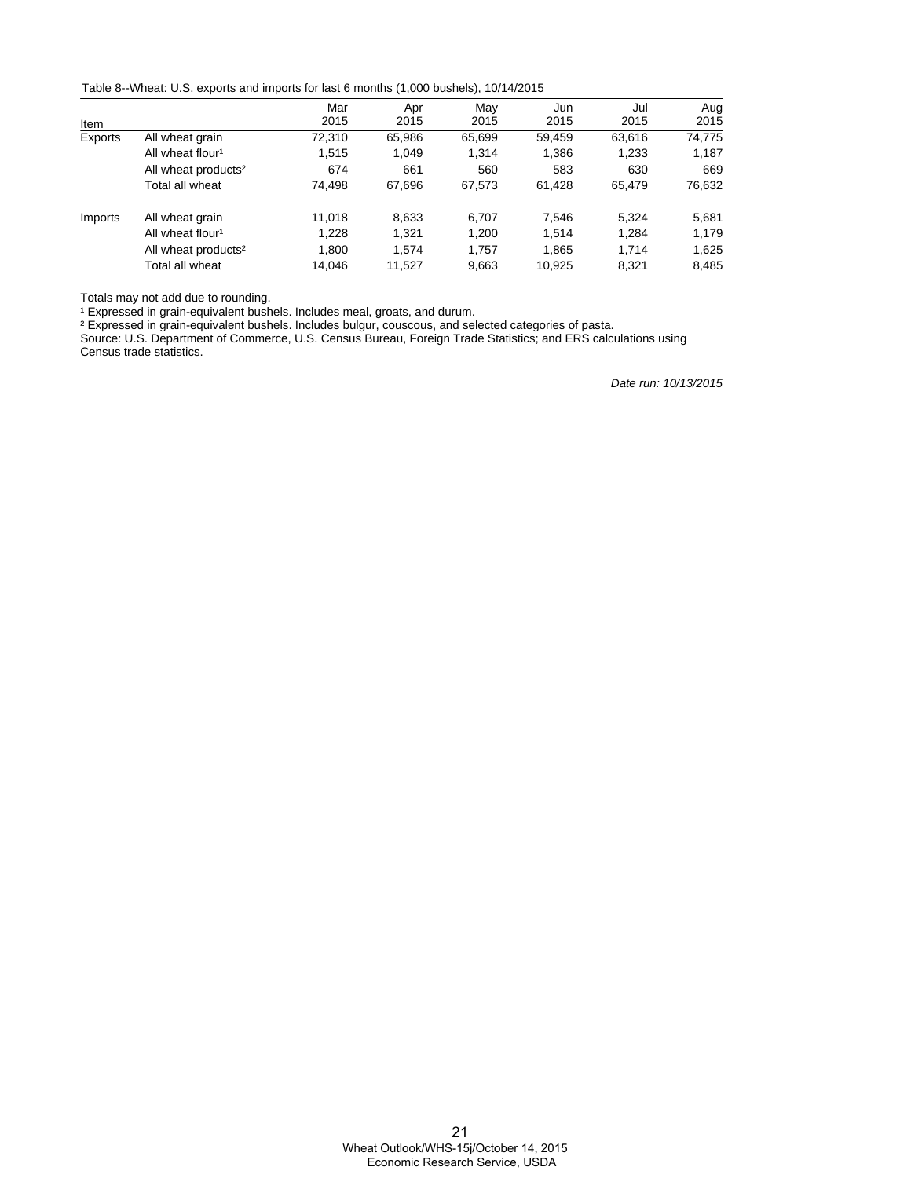Table 8--Wheat: U.S. exports and imports for last 6 months (1,000 bushels), 10/14/2015

| Item | | Mar 2015 | Apr 2015 | May 2015 | Jun 2015 | Jul 2015 | Aug 2015 |
|---|---|---|---|---|---|---|---|
| Exports | All wheat grain | 72,310 | 65,986 | 65,699 | 59,459 | 63,616 | 74,775 |
| | All wheat flour[1] | 1,515 | 1,049 | 1,314 | 1,386 | 1,233 | 1,187 |
| | All wheat products[2] | 674 | 661 | 560 | 583 | 630 | 669 |
| | Total all wheat | 74,498 | 67,696 | 67,573 | 61,428 | 65,479 | 76,632 |
| Imports | All wheat grain | 11,018 | 8,633 | 6,707 | 7,546 | 5,324 | 5,681 |
| | All wheat flour[1] | 1,228 | 1,321 | 1,200 | 1,514 | 1,284 | 1,179 |
| | All wheat products[2] | 1,800 | 1,574 | 1,757 | 1,865 | 1,714 | 1,625 |
| | Total all wheat | 14,046 | 11,527 | 9,663 | 10,925 | 8,321 | 8,485 |

Totals may not add due to rounding.

[1] Expressed in grain-equivalent bushels. Includes meal, groats, and durum.

[2] Expressed in grain-equivalent bushels. Includes bulgur, couscous, and selected categories of pasta.

Source: U.S. Department of Commerce, U.S. Census Bureau, Foreign Trade Statistics; and ERS calculations using Census trade statistics.

*Date run: 10/13/2015*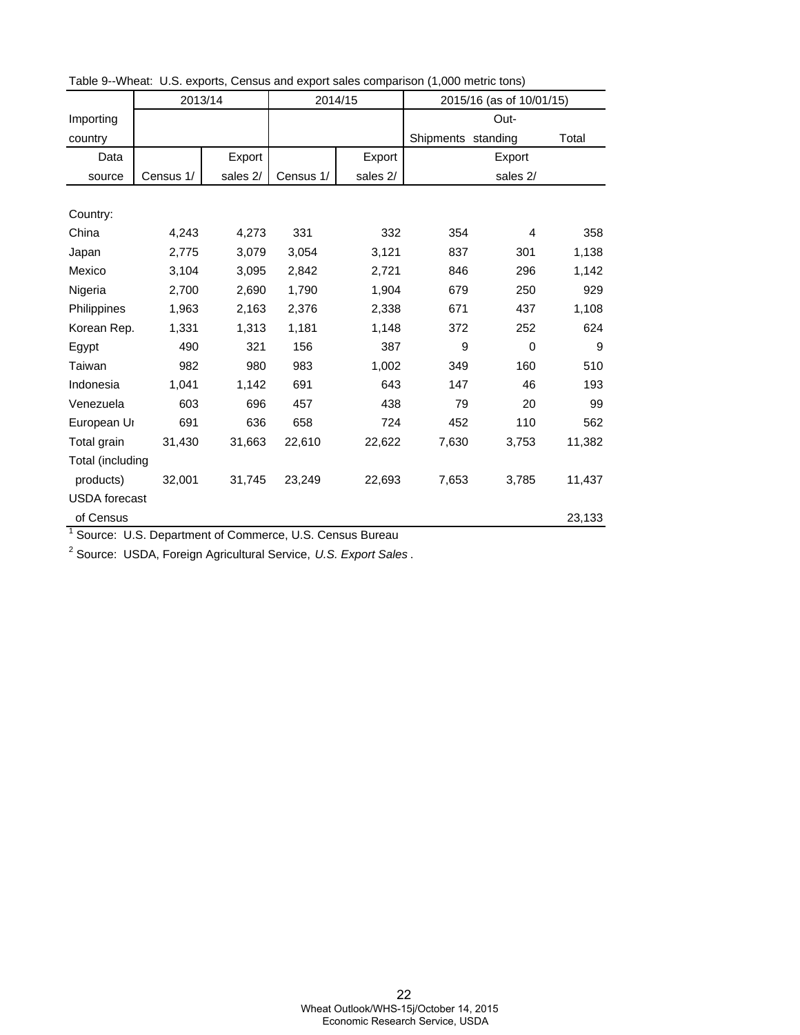Table 9--Wheat: U.S. exports, Census and export sales comparison (1,000 metric tons)

| Importing country | 2013/14 | | 2014/15 | | 2015/16 (as of 10/01/15) | | |
|---|---|---|---|---|---|---|---|
| | | | | | Shipments | Out-standing | Total |
| Data source | Census 1/ | Export sales 2/ | Census 1/ | Export sales 2/ | Export sales 2/ | | |
| Country: | | | | | | | |
| China | 4,243 | 4,273 | 331 | 332 | 354 | 4 | 358 |
| Japan | 2,775 | 3,079 | 3,054 | 3,121 | 837 | 301 | 1,138 |
| Mexico | 3,104 | 3,095 | 2,842 | 2,721 | 846 | 296 | 1,142 |
| Nigeria | 2,700 | 2,690 | 1,790 | 1,904 | 679 | 250 | 929 |
| Philippines | 1,963 | 2,163 | 2,376 | 2,338 | 671 | 437 | 1,108 |
| Korean Rep. | 1,331 | 1,313 | 1,181 | 1,148 | 372 | 252 | 624 |
| Egypt | 490 | 321 | 156 | 387 | 9 | 0 | 9 |
| Taiwan | 982 | 980 | 983 | 1,002 | 349 | 160 | 510 |
| Indonesia | 1,041 | 1,142 | 691 | 643 | 147 | 46 | 193 |
| Venezuela | 603 | 696 | 457 | 438 | 79 | 20 | 99 |
| European Ur | 691 | 636 | 658 | 724 | 452 | 110 | 562 |
| Total grain | 31,430 | 31,663 | 22,610 | 22,622 | 7,630 | 3,753 | 11,382 |
| Total (including products) | 32,001 | 31,745 | 23,249 | 22,693 | 7,653 | 3,785 | 11,437 |
| USDA forecast of Census | | | | | | | 23,133 |

[1] Source: U.S. Department of Commerce, U.S. Census Bureau

[2] Source: USDA, Foreign Agricultural Service, *U.S. Export Sales* .